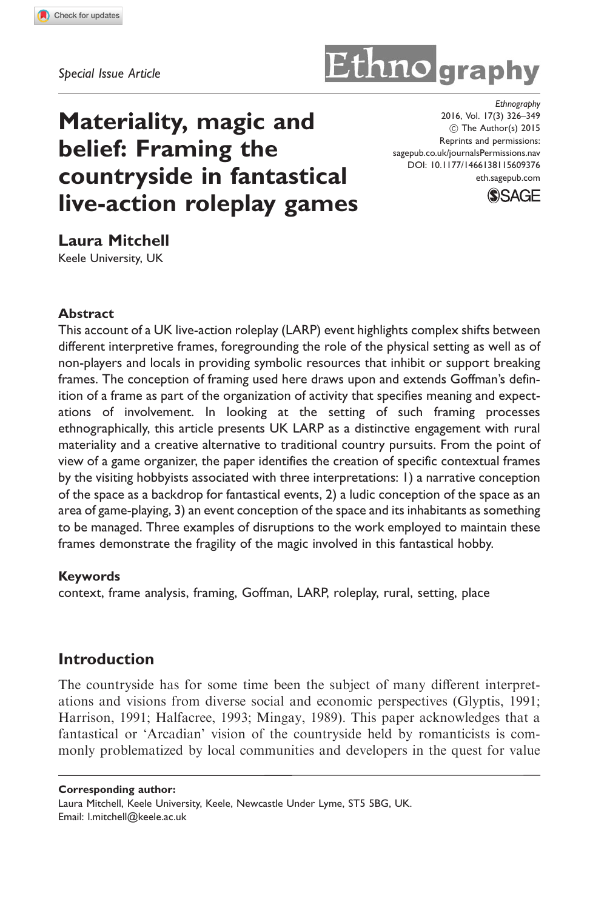Special Issue Article

# Materiality, magic and belief: Framing the countryside in fantastical live-action roleplay games

Ethnography
2016, Vol. 17(3) 326–349
© The Author(s) 2015
Reprints and permissions: sagepub.co.uk/journalsPermissions.nav
DOI: 10.1177/1466138115609376
eth.sagepub.com

**Laura Mitchell**
Keele University, UK

## Abstract

This account of a UK live-action roleplay (LARP) event highlights complex shifts between different interpretive frames, foregrounding the role of the physical setting as well as of non-players and locals in providing symbolic resources that inhibit or support breaking frames. The conception of framing used here draws upon and extends Goffman's definition of a frame as part of the organization of activity that specifies meaning and expectations of involvement. In looking at the setting of such framing processes ethnographically, this article presents UK LARP as a distinctive engagement with rural materiality and a creative alternative to traditional country pursuits. From the point of view of a game organizer, the paper identifies the creation of specific contextual frames by the visiting hobbyists associated with three interpretations: 1) a narrative conception of the space as a backdrop for fantastical events, 2) a ludic conception of the space as an area of game-playing, 3) an event conception of the space and its inhabitants as something to be managed. Three examples of disruptions to the work employed to maintain these frames demonstrate the fragility of the magic involved in this fantastical hobby.

## Keywords

context, frame analysis, framing, Goffman, LARP, roleplay, rural, setting, place

## Introduction

The countryside has for some time been the subject of many different interpretations and visions from diverse social and economic perspectives (Glyptis, 1991; Harrison, 1991; Halfacree, 1993; Mingay, 1989). This paper acknowledges that a fantastical or 'Arcadian' vision of the countryside held by romanticists is commonly problematized by local communities and developers in the quest for value

**Corresponding author:**
Laura Mitchell, Keele University, Keele, Newcastle Under Lyme, ST5 5BG, UK.
Email: l.mitchell@keele.ac.uk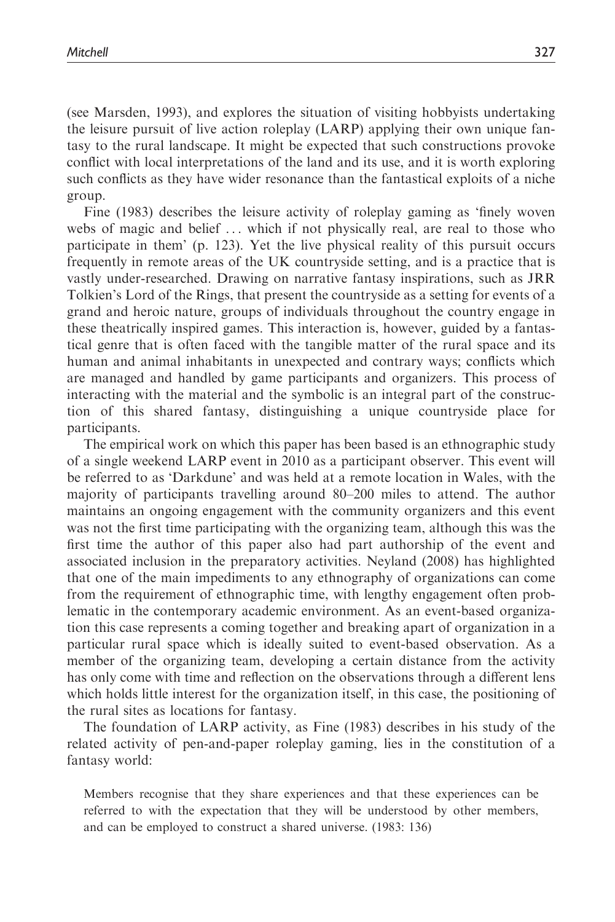(see Marsden, 1993), and explores the situation of visiting hobbyists undertaking the leisure pursuit of live action roleplay (LARP) applying their own unique fantasy to the rural landscape. It might be expected that such constructions provoke conflict with local interpretations of the land and its use, and it is worth exploring such conflicts as they have wider resonance than the fantastical exploits of a niche group.

Fine (1983) describes the leisure activity of roleplay gaming as 'finely woven webs of magic and belief ... which if not physically real, are real to those who participate in them' (p. 123). Yet the live physical reality of this pursuit occurs frequently in remote areas of the UK countryside setting, and is a practice that is vastly under-researched. Drawing on narrative fantasy inspirations, such as JRR Tolkien's Lord of the Rings, that present the countryside as a setting for events of a grand and heroic nature, groups of individuals throughout the country engage in these theatrically inspired games. This interaction is, however, guided by a fantastical genre that is often faced with the tangible matter of the rural space and its human and animal inhabitants in unexpected and contrary ways; conflicts which are managed and handled by game participants and organizers. This process of interacting with the material and the symbolic is an integral part of the construction of this shared fantasy, distinguishing a unique countryside place for participants.

The empirical work on which this paper has been based is an ethnographic study of a single weekend LARP event in 2010 as a participant observer. This event will be referred to as 'Darkdune' and was held at a remote location in Wales, with the majority of participants travelling around 80–200 miles to attend. The author maintains an ongoing engagement with the community organizers and this event was not the first time participating with the organizing team, although this was the first time the author of this paper also had part authorship of the event and associated inclusion in the preparatory activities. Neyland (2008) has highlighted that one of the main impediments to any ethnography of organizations can come from the requirement of ethnographic time, with lengthy engagement often problematic in the contemporary academic environment. As an event-based organization this case represents a coming together and breaking apart of organization in a particular rural space which is ideally suited to event-based observation. As a member of the organizing team, developing a certain distance from the activity has only come with time and reflection on the observations through a different lens which holds little interest for the organization itself, in this case, the positioning of the rural sites as locations for fantasy.

The foundation of LARP activity, as Fine (1983) describes in his study of the related activity of pen-and-paper roleplay gaming, lies in the constitution of a fantasy world:

> Members recognise that they share experiences and that these experiences can be referred to with the expectation that they will be understood by other members, and can be employed to construct a shared universe. (1983: 136)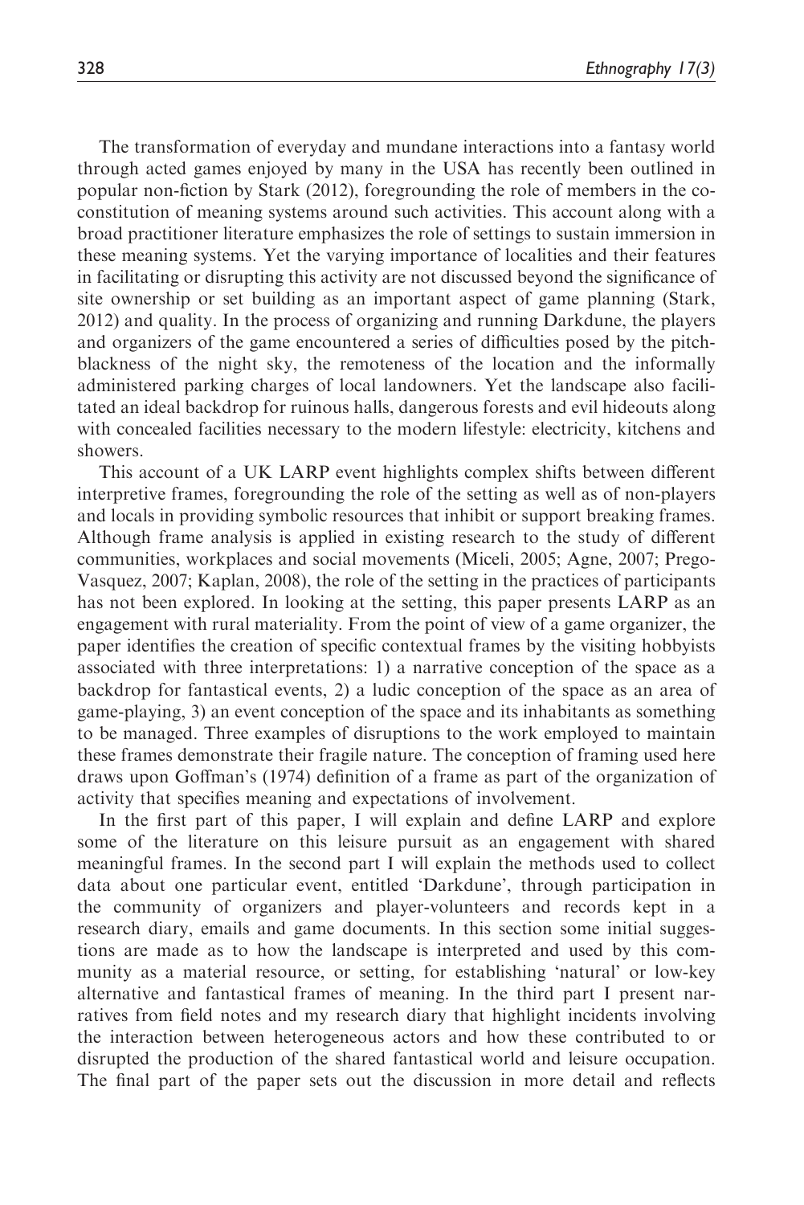The transformation of everyday and mundane interactions into a fantasy world through acted games enjoyed by many in the USA has recently been outlined in popular non-fiction by Stark (2012), foregrounding the role of members in the co-constitution of meaning systems around such activities. This account along with a broad practitioner literature emphasizes the role of settings to sustain immersion in these meaning systems. Yet the varying importance of localities and their features in facilitating or disrupting this activity are not discussed beyond the significance of site ownership or set building as an important aspect of game planning (Stark, 2012) and quality. In the process of organizing and running Darkdune, the players and organizers of the game encountered a series of difficulties posed by the pitch-blackness of the night sky, the remoteness of the location and the informally administered parking charges of local landowners. Yet the landscape also facilitated an ideal backdrop for ruinous halls, dangerous forests and evil hideouts along with concealed facilities necessary to the modern lifestyle: electricity, kitchens and showers.

This account of a UK LARP event highlights complex shifts between different interpretive frames, foregrounding the role of the setting as well as of non-players and locals in providing symbolic resources that inhibit or support breaking frames. Although frame analysis is applied in existing research to the study of different communities, workplaces and social movements (Miceli, 2005; Agne, 2007; Prego-Vasquez, 2007; Kaplan, 2008), the role of the setting in the practices of participants has not been explored. In looking at the setting, this paper presents LARP as an engagement with rural materiality. From the point of view of a game organizer, the paper identifies the creation of specific contextual frames by the visiting hobbyists associated with three interpretations: 1) a narrative conception of the space as a backdrop for fantastical events, 2) a ludic conception of the space as an area of game-playing, 3) an event conception of the space and its inhabitants as something to be managed. Three examples of disruptions to the work employed to maintain these frames demonstrate their fragile nature. The conception of framing used here draws upon Goffman's (1974) definition of a frame as part of the organization of activity that specifies meaning and expectations of involvement.

In the first part of this paper, I will explain and define LARP and explore some of the literature on this leisure pursuit as an engagement with shared meaningful frames. In the second part I will explain the methods used to collect data about one particular event, entitled 'Darkdune', through participation in the community of organizers and player-volunteers and records kept in a research diary, emails and game documents. In this section some initial suggestions are made as to how the landscape is interpreted and used by this community as a material resource, or setting, for establishing 'natural' or low-key alternative and fantastical frames of meaning. In the third part I present narratives from field notes and my research diary that highlight incidents involving the interaction between heterogeneous actors and how these contributed to or disrupted the production of the shared fantastical world and leisure occupation. The final part of the paper sets out the discussion in more detail and reflects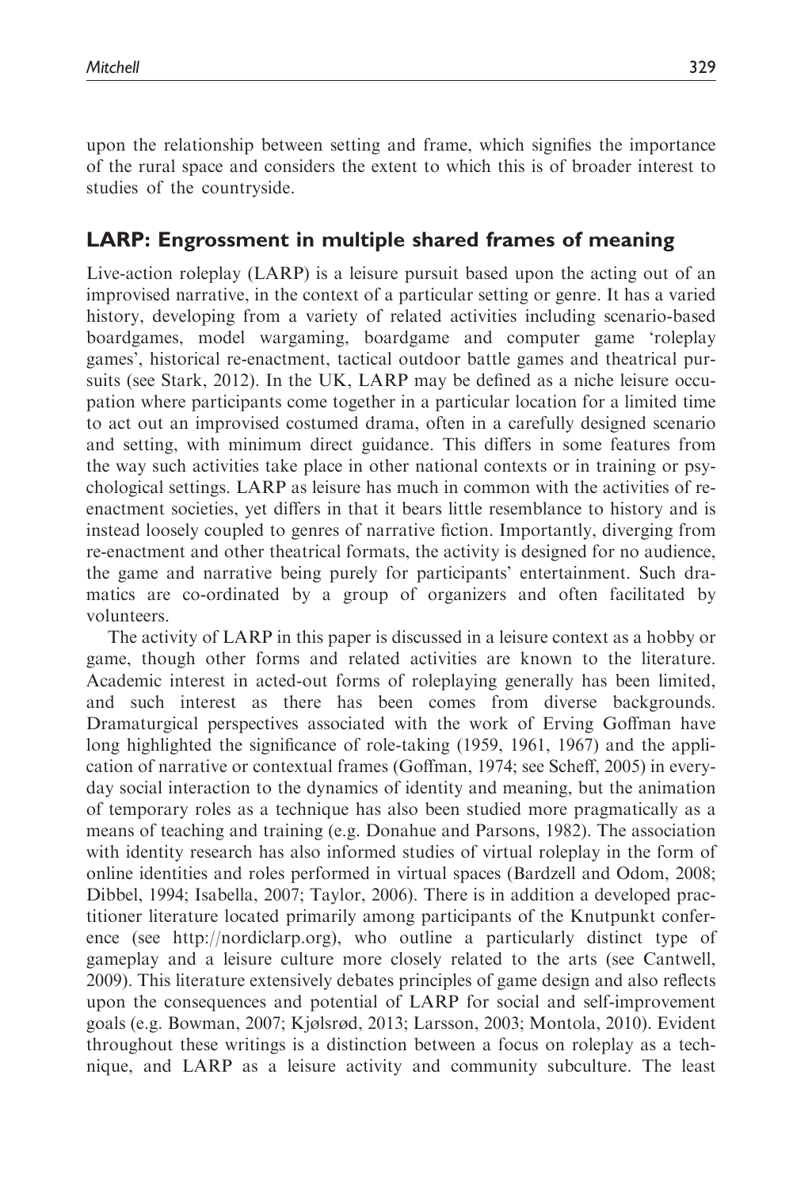upon the relationship between setting and frame, which signifies the importance of the rural space and considers the extent to which this is of broader interest to studies of the countryside.

## LARP: Engrossment in multiple shared frames of meaning

Live-action roleplay (LARP) is a leisure pursuit based upon the acting out of an improvised narrative, in the context of a particular setting or genre. It has a varied history, developing from a variety of related activities including scenario-based boardgames, model wargaming, boardgame and computer game 'roleplay games', historical re-enactment, tactical outdoor battle games and theatrical pursuits (see Stark, 2012). In the UK, LARP may be defined as a niche leisure occupation where participants come together in a particular location for a limited time to act out an improvised costumed drama, often in a carefully designed scenario and setting, with minimum direct guidance. This differs in some features from the way such activities take place in other national contexts or in training or psychological settings. LARP as leisure has much in common with the activities of re-enactment societies, yet differs in that it bears little resemblance to history and is instead loosely coupled to genres of narrative fiction. Importantly, diverging from re-enactment and other theatrical formats, the activity is designed for no audience, the game and narrative being purely for participants' entertainment. Such dramatics are co-ordinated by a group of organizers and often facilitated by volunteers.

The activity of LARP in this paper is discussed in a leisure context as a hobby or game, though other forms and related activities are known to the literature. Academic interest in acted-out forms of roleplaying generally has been limited, and such interest as there has been comes from diverse backgrounds. Dramaturgical perspectives associated with the work of Erving Goffman have long highlighted the significance of role-taking (1959, 1961, 1967) and the application of narrative or contextual frames (Goffman, 1974; see Scheff, 2005) in everyday social interaction to the dynamics of identity and meaning, but the animation of temporary roles as a technique has also been studied more pragmatically as a means of teaching and training (e.g. Donahue and Parsons, 1982). The association with identity research has also informed studies of virtual roleplay in the form of online identities and roles performed in virtual spaces (Bardzell and Odom, 2008; Dibbel, 1994; Isabella, 2007; Taylor, 2006). There is in addition a developed practitioner literature located primarily among participants of the Knutpunkt conference (see http://nordiclarp.org), who outline a particularly distinct type of gameplay and a leisure culture more closely related to the arts (see Cantwell, 2009). This literature extensively debates principles of game design and also reflects upon the consequences and potential of LARP for social and self-improvement goals (e.g. Bowman, 2007; Kjølsrød, 2013; Larsson, 2003; Montola, 2010). Evident throughout these writings is a distinction between a focus on roleplay as a technique, and LARP as a leisure activity and community subculture. The least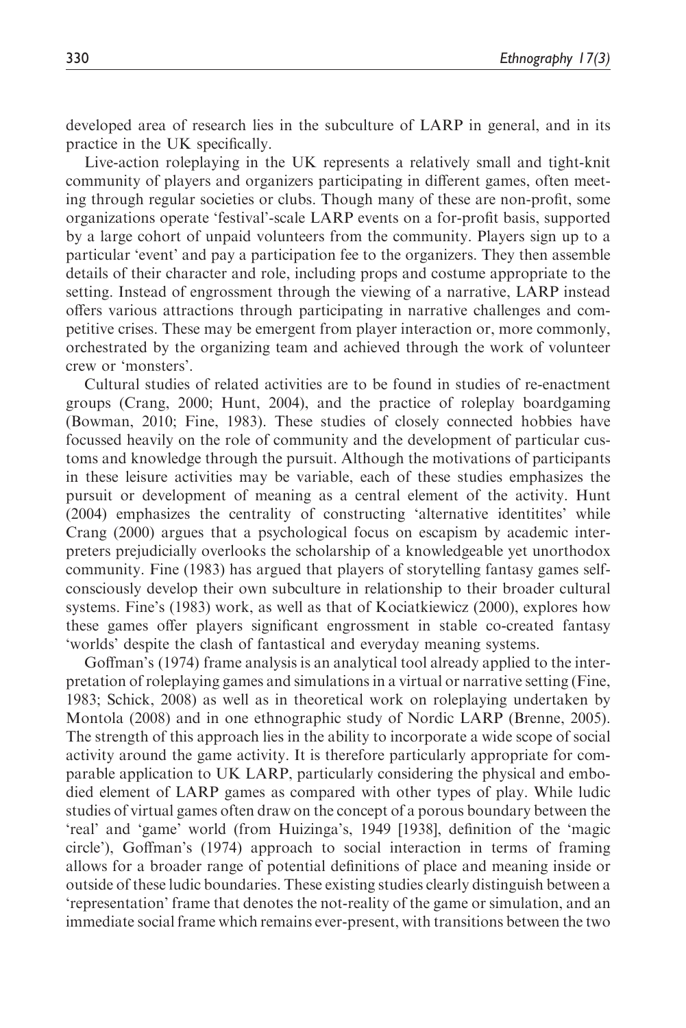developed area of research lies in the subculture of LARP in general, and in its practice in the UK specifically.

Live-action roleplaying in the UK represents a relatively small and tight-knit community of players and organizers participating in different games, often meeting through regular societies or clubs. Though many of these are non-profit, some organizations operate 'festival'-scale LARP events on a for-profit basis, supported by a large cohort of unpaid volunteers from the community. Players sign up to a particular 'event' and pay a participation fee to the organizers. They then assemble details of their character and role, including props and costume appropriate to the setting. Instead of engrossment through the viewing of a narrative, LARP instead offers various attractions through participating in narrative challenges and competitive crises. These may be emergent from player interaction or, more commonly, orchestrated by the organizing team and achieved through the work of volunteer crew or 'monsters'.

Cultural studies of related activities are to be found in studies of re-enactment groups (Crang, 2000; Hunt, 2004), and the practice of roleplay boardgaming (Bowman, 2010; Fine, 1983). These studies of closely connected hobbies have focussed heavily on the role of community and the development of particular customs and knowledge through the pursuit. Although the motivations of participants in these leisure activities may be variable, each of these studies emphasizes the pursuit or development of meaning as a central element of the activity. Hunt (2004) emphasizes the centrality of constructing 'alternative identitites' while Crang (2000) argues that a psychological focus on escapism by academic interpreters prejudicially overlooks the scholarship of a knowledgeable yet unorthodox community. Fine (1983) has argued that players of storytelling fantasy games self-consciously develop their own subculture in relationship to their broader cultural systems. Fine's (1983) work, as well as that of Kociatkiewicz (2000), explores how these games offer players significant engrossment in stable co-created fantasy 'worlds' despite the clash of fantastical and everyday meaning systems.

Goffman's (1974) frame analysis is an analytical tool already applied to the interpretation of roleplaying games and simulations in a virtual or narrative setting (Fine, 1983; Schick, 2008) as well as in theoretical work on roleplaying undertaken by Montola (2008) and in one ethnographic study of Nordic LARP (Brenne, 2005). The strength of this approach lies in the ability to incorporate a wide scope of social activity around the game activity. It is therefore particularly appropriate for comparable application to UK LARP, particularly considering the physical and embodied element of LARP games as compared with other types of play. While ludic studies of virtual games often draw on the concept of a porous boundary between the 'real' and 'game' world (from Huizinga's, 1949 [1938], definition of the 'magic circle'), Goffman's (1974) approach to social interaction in terms of framing allows for a broader range of potential definitions of place and meaning inside or outside of these ludic boundaries. These existing studies clearly distinguish between a 'representation' frame that denotes the not-reality of the game or simulation, and an immediate social frame which remains ever-present, with transitions between the two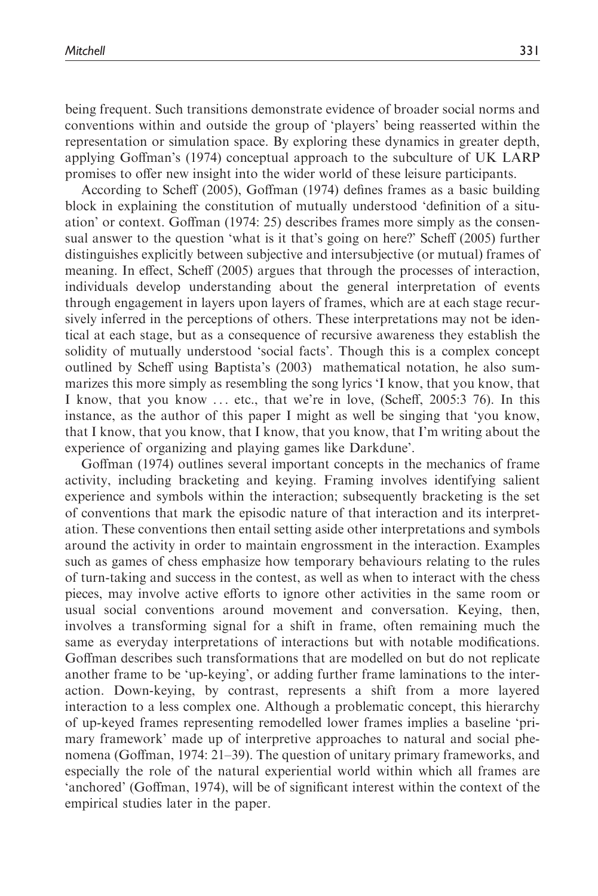being frequent. Such transitions demonstrate evidence of broader social norms and conventions within and outside the group of 'players' being reasserted within the representation or simulation space. By exploring these dynamics in greater depth, applying Goffman's (1974) conceptual approach to the subculture of UK LARP promises to offer new insight into the wider world of these leisure participants.

According to Scheff (2005), Goffman (1974) defines frames as a basic building block in explaining the constitution of mutually understood 'definition of a situation' or context. Goffman (1974: 25) describes frames more simply as the consensual answer to the question 'what is it that's going on here?' Scheff (2005) further distinguishes explicitly between subjective and intersubjective (or mutual) frames of meaning. In effect, Scheff (2005) argues that through the processes of interaction, individuals develop understanding about the general interpretation of events through engagement in layers upon layers of frames, which are at each stage recursively inferred in the perceptions of others. These interpretations may not be identical at each stage, but as a consequence of recursive awareness they establish the solidity of mutually understood 'social facts'. Though this is a complex concept outlined by Scheff using Baptista's (2003) mathematical notation, he also summarizes this more simply as resembling the song lyrics 'I know, that you know, that I know, that you know … etc., that we're in love, (Scheff, 2005:3 76). In this instance, as the author of this paper I might as well be singing that 'you know, that I know, that you know, that I know, that you know, that I'm writing about the experience of organizing and playing games like Darkdune'.

Goffman (1974) outlines several important concepts in the mechanics of frame activity, including bracketing and keying. Framing involves identifying salient experience and symbols within the interaction; subsequently bracketing is the set of conventions that mark the episodic nature of that interaction and its interpretation. These conventions then entail setting aside other interpretations and symbols around the activity in order to maintain engrossment in the interaction. Examples such as games of chess emphasize how temporary behaviours relating to the rules of turn-taking and success in the contest, as well as when to interact with the chess pieces, may involve active efforts to ignore other activities in the same room or usual social conventions around movement and conversation. Keying, then, involves a transforming signal for a shift in frame, often remaining much the same as everyday interpretations of interactions but with notable modifications. Goffman describes such transformations that are modelled on but do not replicate another frame to be 'up-keying', or adding further frame laminations to the interaction. Down-keying, by contrast, represents a shift from a more layered interaction to a less complex one. Although a problematic concept, this hierarchy of up-keyed frames representing remodelled lower frames implies a baseline 'primary framework' made up of interpretive approaches to natural and social phenomena (Goffman, 1974: 21–39). The question of unitary primary frameworks, and especially the role of the natural experiential world within which all frames are 'anchored' (Goffman, 1974), will be of significant interest within the context of the empirical studies later in the paper.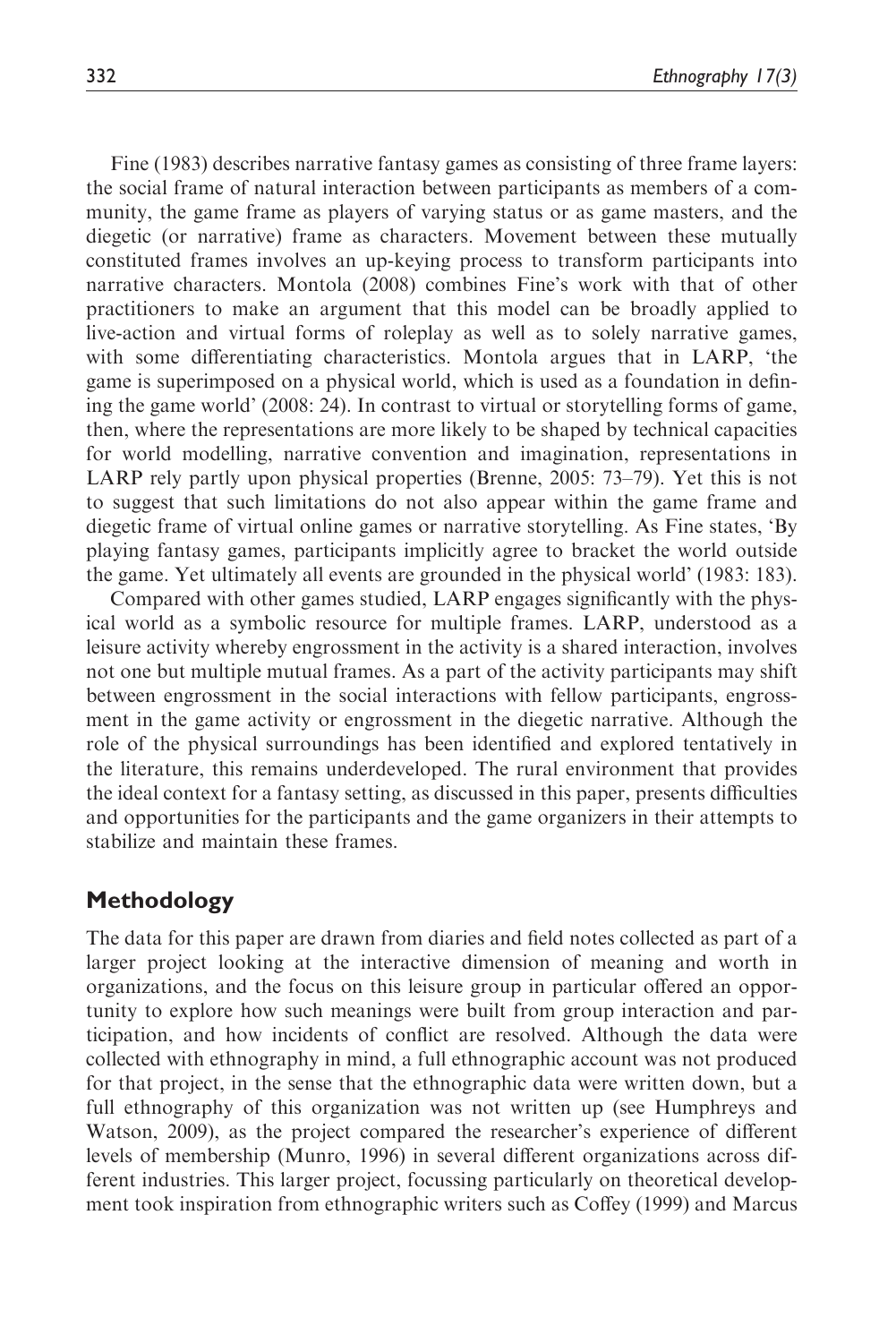Fine (1983) describes narrative fantasy games as consisting of three frame layers: the social frame of natural interaction between participants as members of a community, the game frame as players of varying status or as game masters, and the diegetic (or narrative) frame as characters. Movement between these mutually constituted frames involves an up-keying process to transform participants into narrative characters. Montola (2008) combines Fine's work with that of other practitioners to make an argument that this model can be broadly applied to live-action and virtual forms of roleplay as well as to solely narrative games, with some differentiating characteristics. Montola argues that in LARP, 'the game is superimposed on a physical world, which is used as a foundation in defining the game world' (2008: 24). In contrast to virtual or storytelling forms of game, then, where the representations are more likely to be shaped by technical capacities for world modelling, narrative convention and imagination, representations in LARP rely partly upon physical properties (Brenne, 2005: 73–79). Yet this is not to suggest that such limitations do not also appear within the game frame and diegetic frame of virtual online games or narrative storytelling. As Fine states, 'By playing fantasy games, participants implicitly agree to bracket the world outside the game. Yet ultimately all events are grounded in the physical world' (1983: 183).

Compared with other games studied, LARP engages significantly with the physical world as a symbolic resource for multiple frames. LARP, understood as a leisure activity whereby engrossment in the activity is a shared interaction, involves not one but multiple mutual frames. As a part of the activity participants may shift between engrossment in the social interactions with fellow participants, engrossment in the game activity or engrossment in the diegetic narrative. Although the role of the physical surroundings has been identified and explored tentatively in the literature, this remains underdeveloped. The rural environment that provides the ideal context for a fantasy setting, as discussed in this paper, presents difficulties and opportunities for the participants and the game organizers in their attempts to stabilize and maintain these frames.

## Methodology

The data for this paper are drawn from diaries and field notes collected as part of a larger project looking at the interactive dimension of meaning and worth in organizations, and the focus on this leisure group in particular offered an opportunity to explore how such meanings were built from group interaction and participation, and how incidents of conflict are resolved. Although the data were collected with ethnography in mind, a full ethnographic account was not produced for that project, in the sense that the ethnographic data were written down, but a full ethnography of this organization was not written up (see Humphreys and Watson, 2009), as the project compared the researcher's experience of different levels of membership (Munro, 1996) in several different organizations across different industries. This larger project, focussing particularly on theoretical development took inspiration from ethnographic writers such as Coffey (1999) and Marcus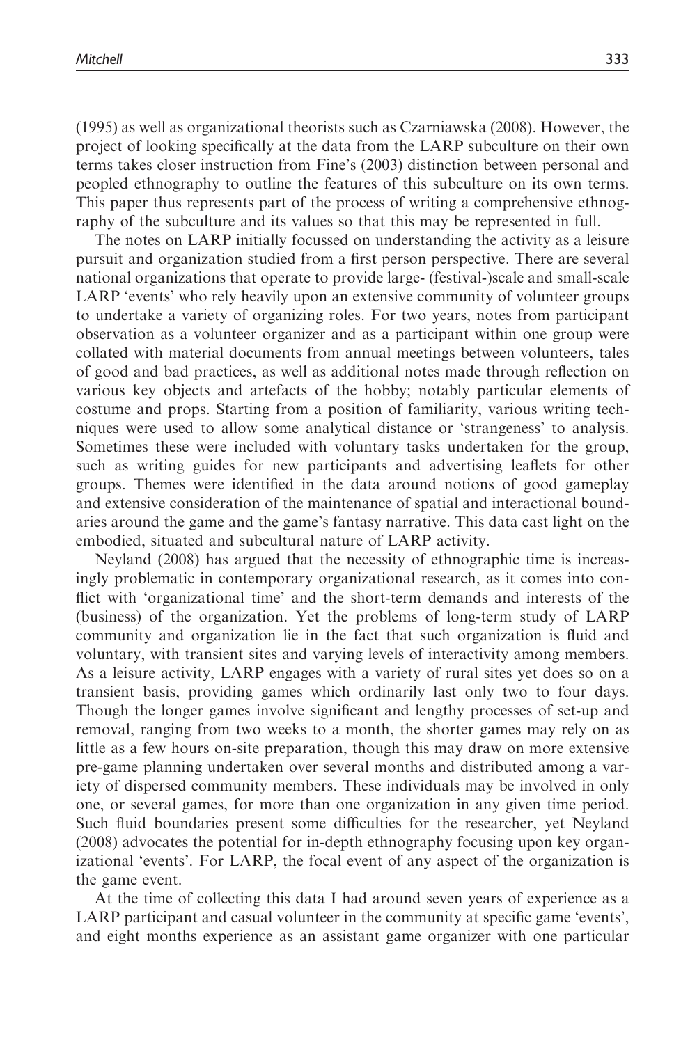(1995) as well as organizational theorists such as Czarniawska (2008). However, the project of looking specifically at the data from the LARP subculture on their own terms takes closer instruction from Fine's (2003) distinction between personal and peopled ethnography to outline the features of this subculture on its own terms. This paper thus represents part of the process of writing a comprehensive ethnography of the subculture and its values so that this may be represented in full.

The notes on LARP initially focussed on understanding the activity as a leisure pursuit and organization studied from a first person perspective. There are several national organizations that operate to provide large- (festival-)scale and small-scale LARP 'events' who rely heavily upon an extensive community of volunteer groups to undertake a variety of organizing roles. For two years, notes from participant observation as a volunteer organizer and as a participant within one group were collated with material documents from annual meetings between volunteers, tales of good and bad practices, as well as additional notes made through reflection on various key objects and artefacts of the hobby; notably particular elements of costume and props. Starting from a position of familiarity, various writing techniques were used to allow some analytical distance or 'strangeness' to analysis. Sometimes these were included with voluntary tasks undertaken for the group, such as writing guides for new participants and advertising leaflets for other groups. Themes were identified in the data around notions of good gameplay and extensive consideration of the maintenance of spatial and interactional boundaries around the game and the game's fantasy narrative. This data cast light on the embodied, situated and subcultural nature of LARP activity.

Neyland (2008) has argued that the necessity of ethnographic time is increasingly problematic in contemporary organizational research, as it comes into conflict with 'organizational time' and the short-term demands and interests of the (business) of the organization. Yet the problems of long-term study of LARP community and organization lie in the fact that such organization is fluid and voluntary, with transient sites and varying levels of interactivity among members. As a leisure activity, LARP engages with a variety of rural sites yet does so on a transient basis, providing games which ordinarily last only two to four days. Though the longer games involve significant and lengthy processes of set-up and removal, ranging from two weeks to a month, the shorter games may rely on as little as a few hours on-site preparation, though this may draw on more extensive pre-game planning undertaken over several months and distributed among a variety of dispersed community members. These individuals may be involved in only one, or several games, for more than one organization in any given time period. Such fluid boundaries present some difficulties for the researcher, yet Neyland (2008) advocates the potential for in-depth ethnography focusing upon key organizational 'events'. For LARP, the focal event of any aspect of the organization is the game event.

At the time of collecting this data I had around seven years of experience as a LARP participant and casual volunteer in the community at specific game 'events', and eight months experience as an assistant game organizer with one particular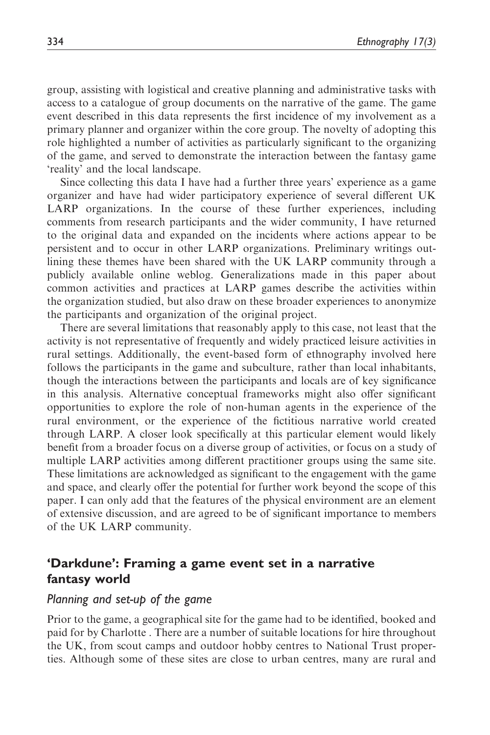group, assisting with logistical and creative planning and administrative tasks with access to a catalogue of group documents on the narrative of the game. The game event described in this data represents the first incidence of my involvement as a primary planner and organizer within the core group. The novelty of adopting this role highlighted a number of activities as particularly significant to the organizing of the game, and served to demonstrate the interaction between the fantasy game 'reality' and the local landscape.

Since collecting this data I have had a further three years' experience as a game organizer and have had wider participatory experience of several different UK LARP organizations. In the course of these further experiences, including comments from research participants and the wider community, I have returned to the original data and expanded on the incidents where actions appear to be persistent and to occur in other LARP organizations. Preliminary writings outlining these themes have been shared with the UK LARP community through a publicly available online weblog. Generalizations made in this paper about common activities and practices at LARP games describe the activities within the organization studied, but also draw on these broader experiences to anonymize the participants and organization of the original project.

There are several limitations that reasonably apply to this case, not least that the activity is not representative of frequently and widely practiced leisure activities in rural settings. Additionally, the event-based form of ethnography involved here follows the participants in the game and subculture, rather than local inhabitants, though the interactions between the participants and locals are of key significance in this analysis. Alternative conceptual frameworks might also offer significant opportunities to explore the role of non-human agents in the experience of the rural environment, or the experience of the fictitious narrative world created through LARP. A closer look specifically at this particular element would likely benefit from a broader focus on a diverse group of activities, or focus on a study of multiple LARP activities among different practitioner groups using the same site. These limitations are acknowledged as significant to the engagement with the game and space, and clearly offer the potential for further work beyond the scope of this paper. I can only add that the features of the physical environment are an element of extensive discussion, and are agreed to be of significant importance to members of the UK LARP community.

## 'Darkdune': Framing a game event set in a narrative fantasy world

### *Planning and set-up of the game*

Prior to the game, a geographical site for the game had to be identified, booked and paid for by Charlotte . There are a number of suitable locations for hire throughout the UK, from scout camps and outdoor hobby centres to National Trust properties. Although some of these sites are close to urban centres, many are rural and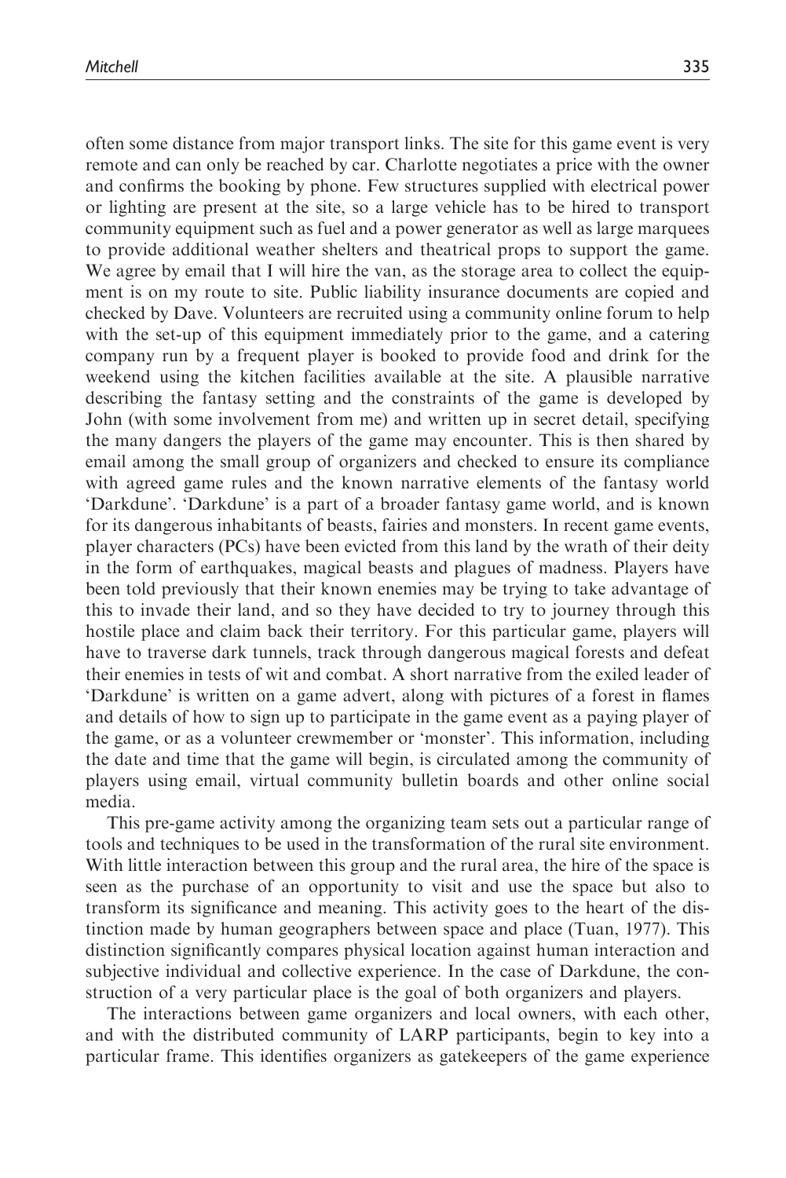often some distance from major transport links. The site for this game event is very remote and can only be reached by car. Charlotte negotiates a price with the owner and confirms the booking by phone. Few structures supplied with electrical power or lighting are present at the site, so a large vehicle has to be hired to transport community equipment such as fuel and a power generator as well as large marquees to provide additional weather shelters and theatrical props to support the game. We agree by email that I will hire the van, as the storage area to collect the equipment is on my route to site. Public liability insurance documents are copied and checked by Dave. Volunteers are recruited using a community online forum to help with the set-up of this equipment immediately prior to the game, and a catering company run by a frequent player is booked to provide food and drink for the weekend using the kitchen facilities available at the site. A plausible narrative describing the fantasy setting and the constraints of the game is developed by John (with some involvement from me) and written up in secret detail, specifying the many dangers the players of the game may encounter. This is then shared by email among the small group of organizers and checked to ensure its compliance with agreed game rules and the known narrative elements of the fantasy world 'Darkdune'. 'Darkdune' is a part of a broader fantasy game world, and is known for its dangerous inhabitants of beasts, fairies and monsters. In recent game events, player characters (PCs) have been evicted from this land by the wrath of their deity in the form of earthquakes, magical beasts and plagues of madness. Players have been told previously that their known enemies may be trying to take advantage of this to invade their land, and so they have decided to try to journey through this hostile place and claim back their territory. For this particular game, players will have to traverse dark tunnels, track through dangerous magical forests and defeat their enemies in tests of wit and combat. A short narrative from the exiled leader of 'Darkdune' is written on a game advert, along with pictures of a forest in flames and details of how to sign up to participate in the game event as a paying player of the game, or as a volunteer crewmember or 'monster'. This information, including the date and time that the game will begin, is circulated among the community of players using email, virtual community bulletin boards and other online social media.

This pre-game activity among the organizing team sets out a particular range of tools and techniques to be used in the transformation of the rural site environment. With little interaction between this group and the rural area, the hire of the space is seen as the purchase of an opportunity to visit and use the space but also to transform its significance and meaning. This activity goes to the heart of the distinction made by human geographers between space and place (Tuan, 1977). This distinction significantly compares physical location against human interaction and subjective individual and collective experience. In the case of Darkdune, the construction of a very particular place is the goal of both organizers and players.

The interactions between game organizers and local owners, with each other, and with the distributed community of LARP participants, begin to key into a particular frame. This identifies organizers as gatekeepers of the game experience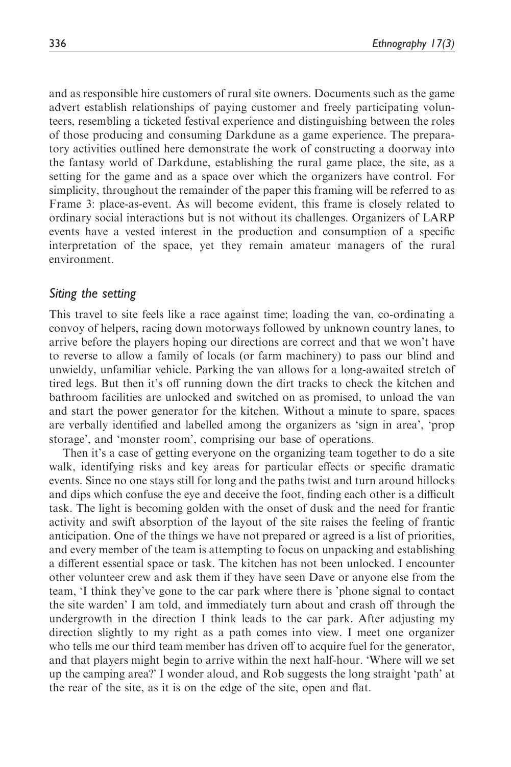and as responsible hire customers of rural site owners. Documents such as the game advert establish relationships of paying customer and freely participating volunteers, resembling a ticketed festival experience and distinguishing between the roles of those producing and consuming Darkdune as a game experience. The preparatory activities outlined here demonstrate the work of constructing a doorway into the fantasy world of Darkdune, establishing the rural game place, the site, as a setting for the game and as a space over which the organizers have control. For simplicity, throughout the remainder of the paper this framing will be referred to as Frame 3: place-as-event. As will become evident, this frame is closely related to ordinary social interactions but is not without its challenges. Organizers of LARP events have a vested interest in the production and consumption of a specific interpretation of the space, yet they remain amateur managers of the rural environment.

## *Siting the setting*

This travel to site feels like a race against time; loading the van, co-ordinating a convoy of helpers, racing down motorways followed by unknown country lanes, to arrive before the players hoping our directions are correct and that we won't have to reverse to allow a family of locals (or farm machinery) to pass our blind and unwieldy, unfamiliar vehicle. Parking the van allows for a long-awaited stretch of tired legs. But then it's off running down the dirt tracks to check the kitchen and bathroom facilities are unlocked and switched on as promised, to unload the van and start the power generator for the kitchen. Without a minute to spare, spaces are verbally identified and labelled among the organizers as 'sign in area', 'prop storage', and 'monster room', comprising our base of operations.

Then it's a case of getting everyone on the organizing team together to do a site walk, identifying risks and key areas for particular effects or specific dramatic events. Since no one stays still for long and the paths twist and turn around hillocks and dips which confuse the eye and deceive the foot, finding each other is a difficult task. The light is becoming golden with the onset of dusk and the need for frantic activity and swift absorption of the layout of the site raises the feeling of frantic anticipation. One of the things we have not prepared or agreed is a list of priorities, and every member of the team is attempting to focus on unpacking and establishing a different essential space or task. The kitchen has not been unlocked. I encounter other volunteer crew and ask them if they have seen Dave or anyone else from the team, 'I think they've gone to the car park where there is 'phone signal to contact the site warden' I am told, and immediately turn about and crash off through the undergrowth in the direction I think leads to the car park. After adjusting my direction slightly to my right as a path comes into view. I meet one organizer who tells me our third team member has driven off to acquire fuel for the generator, and that players might begin to arrive within the next half-hour. 'Where will we set up the camping area?' I wonder aloud, and Rob suggests the long straight 'path' at the rear of the site, as it is on the edge of the site, open and flat.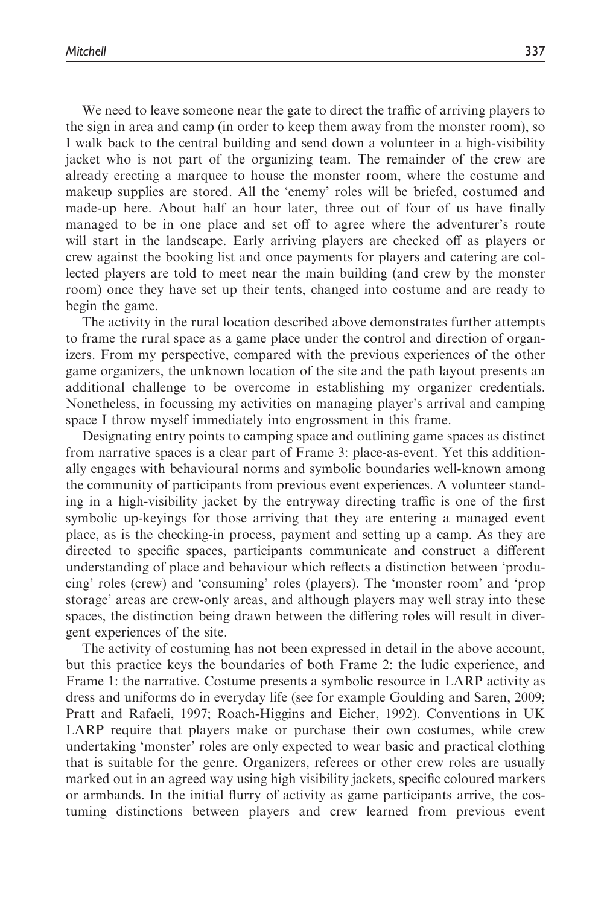We need to leave someone near the gate to direct the traffic of arriving players to the sign in area and camp (in order to keep them away from the monster room), so I walk back to the central building and send down a volunteer in a high-visibility jacket who is not part of the organizing team. The remainder of the crew are already erecting a marquee to house the monster room, where the costume and makeup supplies are stored. All the 'enemy' roles will be briefed, costumed and made-up here. About half an hour later, three out of four of us have finally managed to be in one place and set off to agree where the adventurer's route will start in the landscape. Early arriving players are checked off as players or crew against the booking list and once payments for players and catering are collected players are told to meet near the main building (and crew by the monster room) once they have set up their tents, changed into costume and are ready to begin the game.

The activity in the rural location described above demonstrates further attempts to frame the rural space as a game place under the control and direction of organizers. From my perspective, compared with the previous experiences of the other game organizers, the unknown location of the site and the path layout presents an additional challenge to be overcome in establishing my organizer credentials. Nonetheless, in focussing my activities on managing player's arrival and camping space I throw myself immediately into engrossment in this frame.

Designating entry points to camping space and outlining game spaces as distinct from narrative spaces is a clear part of Frame 3: place-as-event. Yet this additionally engages with behavioural norms and symbolic boundaries well-known among the community of participants from previous event experiences. A volunteer standing in a high-visibility jacket by the entryway directing traffic is one of the first symbolic up-keyings for those arriving that they are entering a managed event place, as is the checking-in process, payment and setting up a camp. As they are directed to specific spaces, participants communicate and construct a different understanding of place and behaviour which reflects a distinction between 'producing' roles (crew) and 'consuming' roles (players). The 'monster room' and 'prop storage' areas are crew-only areas, and although players may well stray into these spaces, the distinction being drawn between the differing roles will result in divergent experiences of the site.

The activity of costuming has not been expressed in detail in the above account, but this practice keys the boundaries of both Frame 2: the ludic experience, and Frame 1: the narrative. Costume presents a symbolic resource in LARP activity as dress and uniforms do in everyday life (see for example Goulding and Saren, 2009; Pratt and Rafaeli, 1997; Roach-Higgins and Eicher, 1992). Conventions in UK LARP require that players make or purchase their own costumes, while crew undertaking 'monster' roles are only expected to wear basic and practical clothing that is suitable for the genre. Organizers, referees or other crew roles are usually marked out in an agreed way using high visibility jackets, specific coloured markers or armbands. In the initial flurry of activity as game participants arrive, the costuming distinctions between players and crew learned from previous event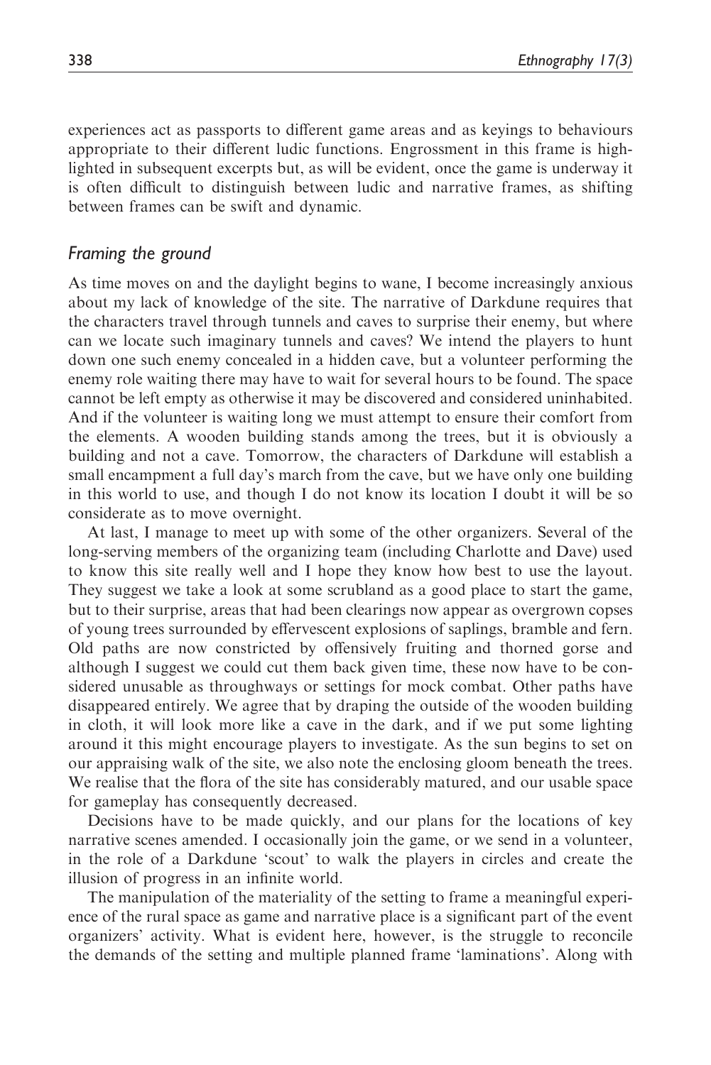experiences act as passports to different game areas and as keyings to behaviours appropriate to their different ludic functions. Engrossment in this frame is highlighted in subsequent excerpts but, as will be evident, once the game is underway it is often difficult to distinguish between ludic and narrative frames, as shifting between frames can be swift and dynamic.

## *Framing the ground*

As time moves on and the daylight begins to wane, I become increasingly anxious about my lack of knowledge of the site. The narrative of Darkdune requires that the characters travel through tunnels and caves to surprise their enemy, but where can we locate such imaginary tunnels and caves? We intend the players to hunt down one such enemy concealed in a hidden cave, but a volunteer performing the enemy role waiting there may have to wait for several hours to be found. The space cannot be left empty as otherwise it may be discovered and considered uninhabited. And if the volunteer is waiting long we must attempt to ensure their comfort from the elements. A wooden building stands among the trees, but it is obviously a building and not a cave. Tomorrow, the characters of Darkdune will establish a small encampment a full day's march from the cave, but we have only one building in this world to use, and though I do not know its location I doubt it will be so considerate as to move overnight.

At last, I manage to meet up with some of the other organizers. Several of the long-serving members of the organizing team (including Charlotte and Dave) used to know this site really well and I hope they know how best to use the layout. They suggest we take a look at some scrubland as a good place to start the game, but to their surprise, areas that had been clearings now appear as overgrown copses of young trees surrounded by effervescent explosions of saplings, bramble and fern. Old paths are now constricted by offensively fruiting and thorned gorse and although I suggest we could cut them back given time, these now have to be considered unusable as throughways or settings for mock combat. Other paths have disappeared entirely. We agree that by draping the outside of the wooden building in cloth, it will look more like a cave in the dark, and if we put some lighting around it this might encourage players to investigate. As the sun begins to set on our appraising walk of the site, we also note the enclosing gloom beneath the trees. We realise that the flora of the site has considerably matured, and our usable space for gameplay has consequently decreased.

Decisions have to be made quickly, and our plans for the locations of key narrative scenes amended. I occasionally join the game, or we send in a volunteer, in the role of a Darkdune 'scout' to walk the players in circles and create the illusion of progress in an infinite world.

The manipulation of the materiality of the setting to frame a meaningful experience of the rural space as game and narrative place is a significant part of the event organizers' activity. What is evident here, however, is the struggle to reconcile the demands of the setting and multiple planned frame 'laminations'. Along with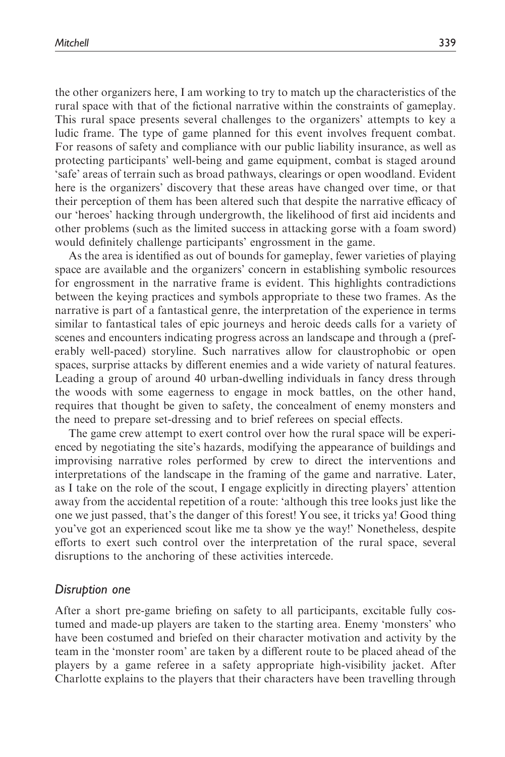the other organizers here, I am working to try to match up the characteristics of the rural space with that of the fictional narrative within the constraints of gameplay. This rural space presents several challenges to the organizers' attempts to key a ludic frame. The type of game planned for this event involves frequent combat. For reasons of safety and compliance with our public liability insurance, as well as protecting participants' well-being and game equipment, combat is staged around 'safe' areas of terrain such as broad pathways, clearings or open woodland. Evident here is the organizers' discovery that these areas have changed over time, or that their perception of them has been altered such that despite the narrative efficacy of our 'heroes' hacking through undergrowth, the likelihood of first aid incidents and other problems (such as the limited success in attacking gorse with a foam sword) would definitely challenge participants' engrossment in the game.

As the area is identified as out of bounds for gameplay, fewer varieties of playing space are available and the organizers' concern in establishing symbolic resources for engrossment in the narrative frame is evident. This highlights contradictions between the keying practices and symbols appropriate to these two frames. As the narrative is part of a fantastical genre, the interpretation of the experience in terms similar to fantastical tales of epic journeys and heroic deeds calls for a variety of scenes and encounters indicating progress across an landscape and through a (preferably well-paced) storyline. Such narratives allow for claustrophobic or open spaces, surprise attacks by different enemies and a wide variety of natural features. Leading a group of around 40 urban-dwelling individuals in fancy dress through the woods with some eagerness to engage in mock battles, on the other hand, requires that thought be given to safety, the concealment of enemy monsters and the need to prepare set-dressing and to brief referees on special effects.

The game crew attempt to exert control over how the rural space will be experienced by negotiating the site's hazards, modifying the appearance of buildings and improvising narrative roles performed by crew to direct the interventions and interpretations of the landscape in the framing of the game and narrative. Later, as I take on the role of the scout, I engage explicitly in directing players' attention away from the accidental repetition of a route: 'although this tree looks just like the one we just passed, that's the danger of this forest! You see, it tricks ya! Good thing you've got an experienced scout like me ta show ye the way!' Nonetheless, despite efforts to exert such control over the interpretation of the rural space, several disruptions to the anchoring of these activities intercede.

### *Disruption one*

After a short pre-game briefing on safety to all participants, excitable fully costumed and made-up players are taken to the starting area. Enemy 'monsters' who have been costumed and briefed on their character motivation and activity by the team in the 'monster room' are taken by a different route to be placed ahead of the players by a game referee in a safety appropriate high-visibility jacket. After Charlotte explains to the players that their characters have been travelling through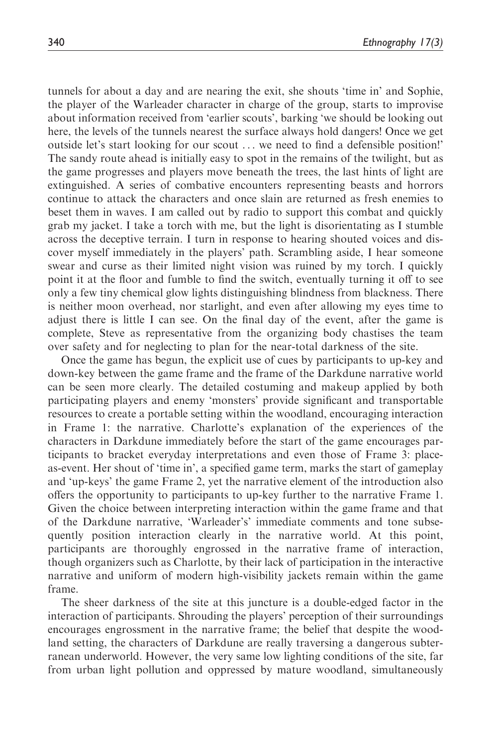tunnels for about a day and are nearing the exit, she shouts 'time in' and Sophie, the player of the Warleader character in charge of the group, starts to improvise about information received from 'earlier scouts', barking 'we should be looking out here, the levels of the tunnels nearest the surface always hold dangers! Once we get outside let's start looking for our scout ... we need to find a defensible position!' The sandy route ahead is initially easy to spot in the remains of the twilight, but as the game progresses and players move beneath the trees, the last hints of light are extinguished. A series of combative encounters representing beasts and horrors continue to attack the characters and once slain are returned as fresh enemies to beset them in waves. I am called out by radio to support this combat and quickly grab my jacket. I take a torch with me, but the light is disorientating as I stumble across the deceptive terrain. I turn in response to hearing shouted voices and discover myself immediately in the players' path. Scrambling aside, I hear someone swear and curse as their limited night vision was ruined by my torch. I quickly point it at the floor and fumble to find the switch, eventually turning it off to see only a few tiny chemical glow lights distinguishing blindness from blackness. There is neither moon overhead, nor starlight, and even after allowing my eyes time to adjust there is little I can see. On the final day of the event, after the game is complete, Steve as representative from the organizing body chastises the team over safety and for neglecting to plan for the near-total darkness of the site.

Once the game has begun, the explicit use of cues by participants to up-key and down-key between the game frame and the frame of the Darkdune narrative world can be seen more clearly. The detailed costuming and makeup applied by both participating players and enemy 'monsters' provide significant and transportable resources to create a portable setting within the woodland, encouraging interaction in Frame 1: the narrative. Charlotte's explanation of the experiences of the characters in Darkdune immediately before the start of the game encourages participants to bracket everyday interpretations and even those of Frame 3: place-as-event. Her shout of 'time in', a specified game term, marks the start of gameplay and 'up-keys' the game Frame 2, yet the narrative element of the introduction also offers the opportunity to participants to up-key further to the narrative Frame 1. Given the choice between interpreting interaction within the game frame and that of the Darkdune narrative, 'Warleader's' immediate comments and tone subsequently position interaction clearly in the narrative world. At this point, participants are thoroughly engrossed in the narrative frame of interaction, though organizers such as Charlotte, by their lack of participation in the interactive narrative and uniform of modern high-visibility jackets remain within the game frame.

The sheer darkness of the site at this juncture is a double-edged factor in the interaction of participants. Shrouding the players' perception of their surroundings encourages engrossment in the narrative frame; the belief that despite the woodland setting, the characters of Darkdune are really traversing a dangerous subterranean underworld. However, the very same low lighting conditions of the site, far from urban light pollution and oppressed by mature woodland, simultaneously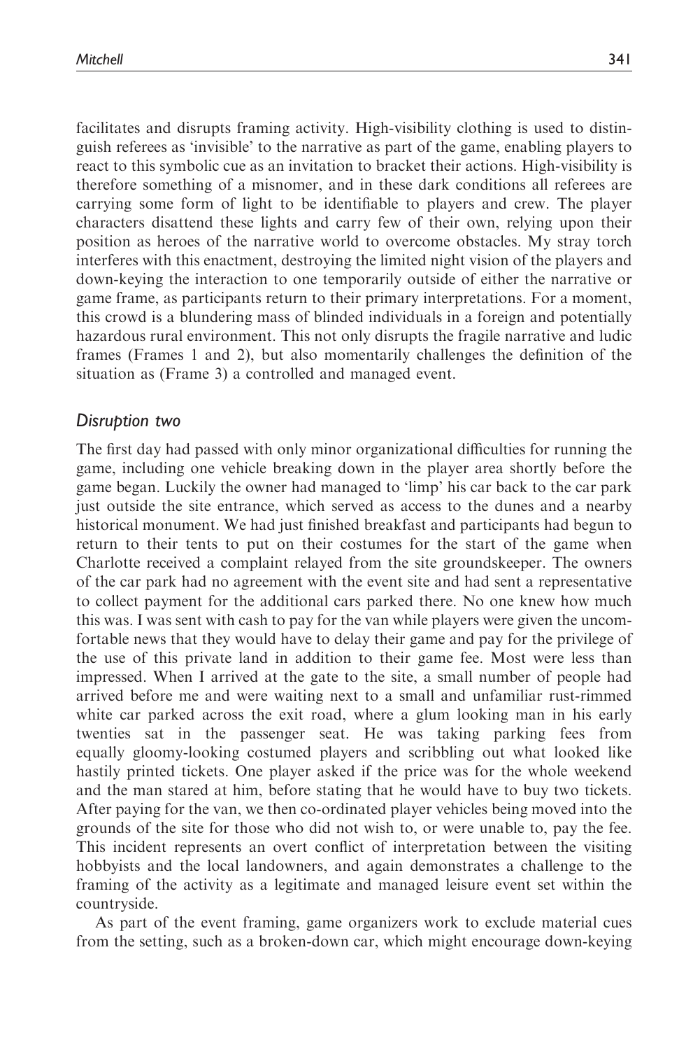facilitates and disrupts framing activity. High-visibility clothing is used to distinguish referees as 'invisible' to the narrative as part of the game, enabling players to react to this symbolic cue as an invitation to bracket their actions. High-visibility is therefore something of a misnomer, and in these dark conditions all referees are carrying some form of light to be identifiable to players and crew. The player characters disattend these lights and carry few of their own, relying upon their position as heroes of the narrative world to overcome obstacles. My stray torch interferes with this enactment, destroying the limited night vision of the players and down-keying the interaction to one temporarily outside of either the narrative or game frame, as participants return to their primary interpretations. For a moment, this crowd is a blundering mass of blinded individuals in a foreign and potentially hazardous rural environment. This not only disrupts the fragile narrative and ludic frames (Frames 1 and 2), but also momentarily challenges the definition of the situation as (Frame 3) a controlled and managed event.

### *Disruption two*

The first day had passed with only minor organizational difficulties for running the game, including one vehicle breaking down in the player area shortly before the game began. Luckily the owner had managed to 'limp' his car back to the car park just outside the site entrance, which served as access to the dunes and a nearby historical monument. We had just finished breakfast and participants had begun to return to their tents to put on their costumes for the start of the game when Charlotte received a complaint relayed from the site groundskeeper. The owners of the car park had no agreement with the event site and had sent a representative to collect payment for the additional cars parked there. No one knew how much this was. I was sent with cash to pay for the van while players were given the uncomfortable news that they would have to delay their game and pay for the privilege of the use of this private land in addition to their game fee. Most were less than impressed. When I arrived at the gate to the site, a small number of people had arrived before me and were waiting next to a small and unfamiliar rust-rimmed white car parked across the exit road, where a glum looking man in his early twenties sat in the passenger seat. He was taking parking fees from equally gloomy-looking costumed players and scribbling out what looked like hastily printed tickets. One player asked if the price was for the whole weekend and the man stared at him, before stating that he would have to buy two tickets. After paying for the van, we then co-ordinated player vehicles being moved into the grounds of the site for those who did not wish to, or were unable to, pay the fee. This incident represents an overt conflict of interpretation between the visiting hobbyists and the local landowners, and again demonstrates a challenge to the framing of the activity as a legitimate and managed leisure event set within the countryside.

As part of the event framing, game organizers work to exclude material cues from the setting, such as a broken-down car, which might encourage down-keying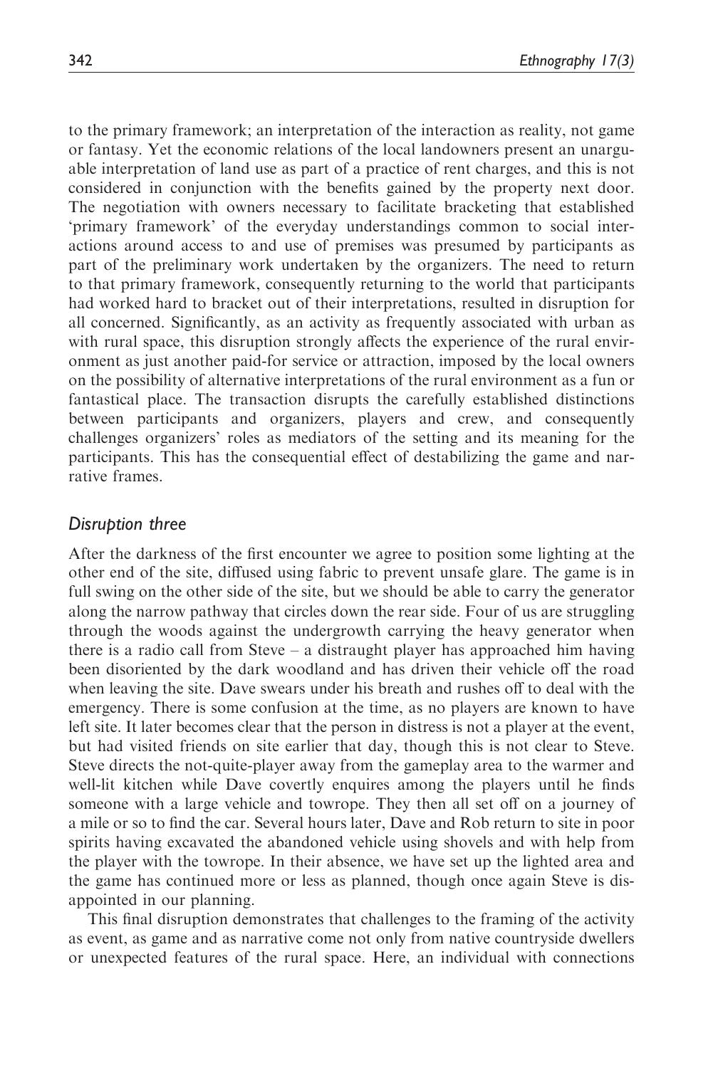to the primary framework; an interpretation of the interaction as reality, not game or fantasy. Yet the economic relations of the local landowners present an unarguable interpretation of land use as part of a practice of rent charges, and this is not considered in conjunction with the benefits gained by the property next door. The negotiation with owners necessary to facilitate bracketing that established 'primary framework' of the everyday understandings common to social interactions around access to and use of premises was presumed by participants as part of the preliminary work undertaken by the organizers. The need to return to that primary framework, consequently returning to the world that participants had worked hard to bracket out of their interpretations, resulted in disruption for all concerned. Significantly, as an activity as frequently associated with urban as with rural space, this disruption strongly affects the experience of the rural environment as just another paid-for service or attraction, imposed by the local owners on the possibility of alternative interpretations of the rural environment as a fun or fantastical place. The transaction disrupts the carefully established distinctions between participants and organizers, players and crew, and consequently challenges organizers' roles as mediators of the setting and its meaning for the participants. This has the consequential effect of destabilizing the game and narrative frames.

### *Disruption three*

After the darkness of the first encounter we agree to position some lighting at the other end of the site, diffused using fabric to prevent unsafe glare. The game is in full swing on the other side of the site, but we should be able to carry the generator along the narrow pathway that circles down the rear side. Four of us are struggling through the woods against the undergrowth carrying the heavy generator when there is a radio call from Steve – a distraught player has approached him having been disoriented by the dark woodland and has driven their vehicle off the road when leaving the site. Dave swears under his breath and rushes off to deal with the emergency. There is some confusion at the time, as no players are known to have left site. It later becomes clear that the person in distress is not a player at the event, but had visited friends on site earlier that day, though this is not clear to Steve. Steve directs the not-quite-player away from the gameplay area to the warmer and well-lit kitchen while Dave covertly enquires among the players until he finds someone with a large vehicle and towrope. They then all set off on a journey of a mile or so to find the car. Several hours later, Dave and Rob return to site in poor spirits having excavated the abandoned vehicle using shovels and with help from the player with the towrope. In their absence, we have set up the lighted area and the game has continued more or less as planned, though once again Steve is disappointed in our planning.

This final disruption demonstrates that challenges to the framing of the activity as event, as game and as narrative come not only from native countryside dwellers or unexpected features of the rural space. Here, an individual with connections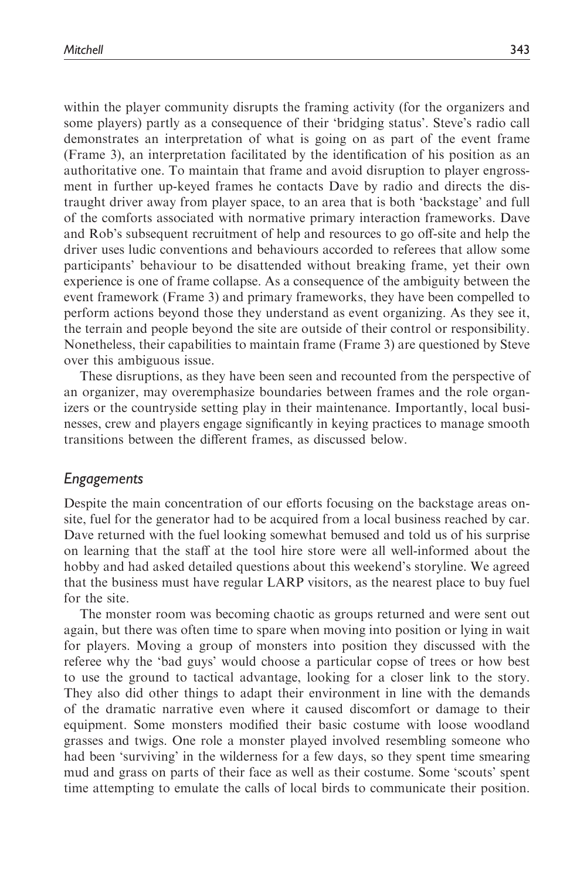within the player community disrupts the framing activity (for the organizers and some players) partly as a consequence of their 'bridging status'. Steve's radio call demonstrates an interpretation of what is going on as part of the event frame (Frame 3), an interpretation facilitated by the identification of his position as an authoritative one. To maintain that frame and avoid disruption to player engrossment in further up-keyed frames he contacts Dave by radio and directs the distraught driver away from player space, to an area that is both 'backstage' and full of the comforts associated with normative primary interaction frameworks. Dave and Rob's subsequent recruitment of help and resources to go off-site and help the driver uses ludic conventions and behaviours accorded to referees that allow some participants' behaviour to be disattended without breaking frame, yet their own experience is one of frame collapse. As a consequence of the ambiguity between the event framework (Frame 3) and primary frameworks, they have been compelled to perform actions beyond those they understand as event organizing. As they see it, the terrain and people beyond the site are outside of their control or responsibility. Nonetheless, their capabilities to maintain frame (Frame 3) are questioned by Steve over this ambiguous issue.

These disruptions, as they have been seen and recounted from the perspective of an organizer, may overemphasize boundaries between frames and the role organizers or the countryside setting play in their maintenance. Importantly, local businesses, crew and players engage significantly in keying practices to manage smooth transitions between the different frames, as discussed below.

## *Engagements*

Despite the main concentration of our efforts focusing on the backstage areas on-site, fuel for the generator had to be acquired from a local business reached by car. Dave returned with the fuel looking somewhat bemused and told us of his surprise on learning that the staff at the tool hire store were all well-informed about the hobby and had asked detailed questions about this weekend's storyline. We agreed that the business must have regular LARP visitors, as the nearest place to buy fuel for the site.

The monster room was becoming chaotic as groups returned and were sent out again, but there was often time to spare when moving into position or lying in wait for players. Moving a group of monsters into position they discussed with the referee why the 'bad guys' would choose a particular copse of trees or how best to use the ground to tactical advantage, looking for a closer link to the story. They also did other things to adapt their environment in line with the demands of the dramatic narrative even where it caused discomfort or damage to their equipment. Some monsters modified their basic costume with loose woodland grasses and twigs. One role a monster played involved resembling someone who had been 'surviving' in the wilderness for a few days, so they spent time smearing mud and grass on parts of their face as well as their costume. Some 'scouts' spent time attempting to emulate the calls of local birds to communicate their position.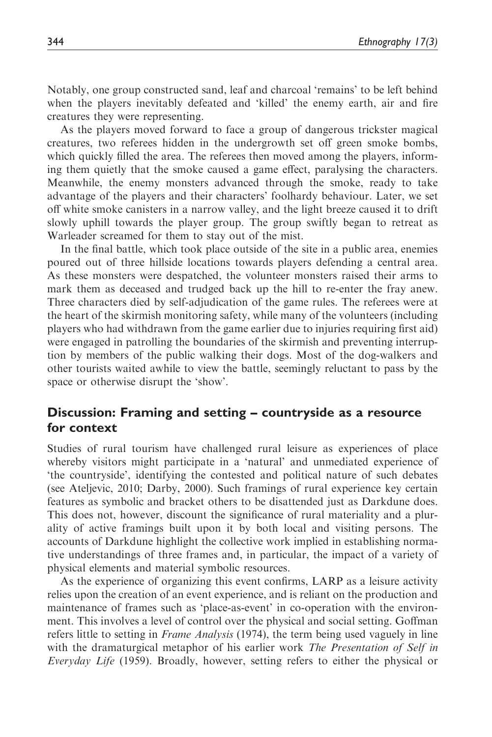Notably, one group constructed sand, leaf and charcoal 'remains' to be left behind when the players inevitably defeated and 'killed' the enemy earth, air and fire creatures they were representing.

As the players moved forward to face a group of dangerous trickster magical creatures, two referees hidden in the undergrowth set off green smoke bombs, which quickly filled the area. The referees then moved among the players, informing them quietly that the smoke caused a game effect, paralysing the characters. Meanwhile, the enemy monsters advanced through the smoke, ready to take advantage of the players and their characters' foolhardy behaviour. Later, we set off white smoke canisters in a narrow valley, and the light breeze caused it to drift slowly uphill towards the player group. The group swiftly began to retreat as Warleader screamed for them to stay out of the mist.

In the final battle, which took place outside of the site in a public area, enemies poured out of three hillside locations towards players defending a central area. As these monsters were despatched, the volunteer monsters raised their arms to mark them as deceased and trudged back up the hill to re-enter the fray anew. Three characters died by self-adjudication of the game rules. The referees were at the heart of the skirmish monitoring safety, while many of the volunteers (including players who had withdrawn from the game earlier due to injuries requiring first aid) were engaged in patrolling the boundaries of the skirmish and preventing interruption by members of the public walking their dogs. Most of the dog-walkers and other tourists waited awhile to view the battle, seemingly reluctant to pass by the space or otherwise disrupt the 'show'.

## Discussion: Framing and setting – countryside as a resource for context

Studies of rural tourism have challenged rural leisure as experiences of place whereby visitors might participate in a 'natural' and unmediated experience of 'the countryside', identifying the contested and political nature of such debates (see Ateljevic, 2010; Darby, 2000). Such framings of rural experience key certain features as symbolic and bracket others to be disattended just as Darkdune does. This does not, however, discount the significance of rural materiality and a plurality of active framings built upon it by both local and visiting persons. The accounts of Darkdune highlight the collective work implied in establishing normative understandings of three frames and, in particular, the impact of a variety of physical elements and material symbolic resources.

As the experience of organizing this event confirms, LARP as a leisure activity relies upon the creation of an event experience, and is reliant on the production and maintenance of frames such as 'place-as-event' in co-operation with the environment. This involves a level of control over the physical and social setting. Goffman refers little to setting in *Frame Analysis* (1974), the term being used vaguely in line with the dramaturgical metaphor of his earlier work *The Presentation of Self in Everyday Life* (1959). Broadly, however, setting refers to either the physical or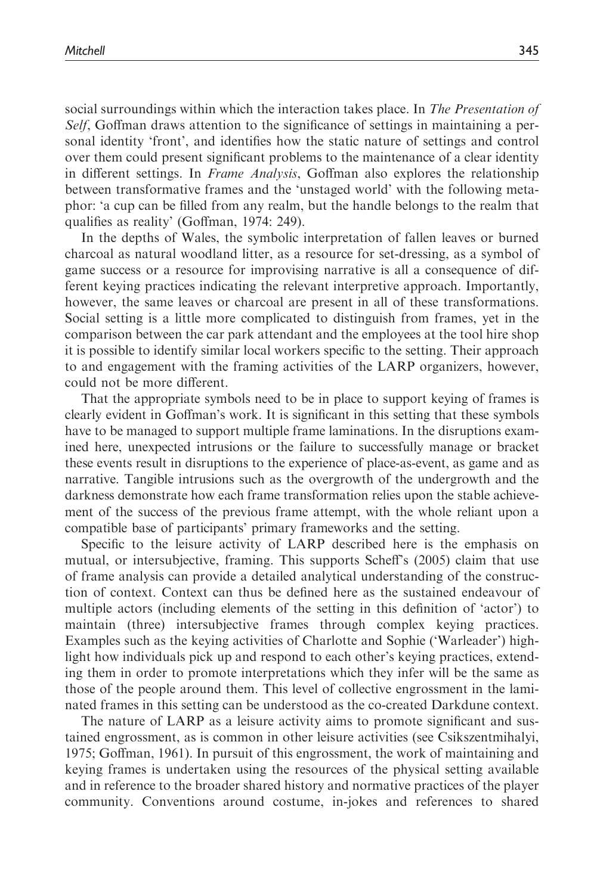social surroundings within which the interaction takes place. In *The Presentation of Self*, Goffman draws attention to the significance of settings in maintaining a personal identity 'front', and identifies how the static nature of settings and control over them could present significant problems to the maintenance of a clear identity in different settings. In *Frame Analysis*, Goffman also explores the relationship between transformative frames and the 'unstaged world' with the following metaphor: 'a cup can be filled from any realm, but the handle belongs to the realm that qualifies as reality' (Goffman, 1974: 249).

In the depths of Wales, the symbolic interpretation of fallen leaves or burned charcoal as natural woodland litter, as a resource for set-dressing, as a symbol of game success or a resource for improvising narrative is all a consequence of different keying practices indicating the relevant interpretive approach. Importantly, however, the same leaves or charcoal are present in all of these transformations. Social setting is a little more complicated to distinguish from frames, yet in the comparison between the car park attendant and the employees at the tool hire shop it is possible to identify similar local workers specific to the setting. Their approach to and engagement with the framing activities of the LARP organizers, however, could not be more different.

That the appropriate symbols need to be in place to support keying of frames is clearly evident in Goffman's work. It is significant in this setting that these symbols have to be managed to support multiple frame laminations. In the disruptions examined here, unexpected intrusions or the failure to successfully manage or bracket these events result in disruptions to the experience of place-as-event, as game and as narrative. Tangible intrusions such as the overgrowth of the undergrowth and the darkness demonstrate how each frame transformation relies upon the stable achievement of the success of the previous frame attempt, with the whole reliant upon a compatible base of participants' primary frameworks and the setting.

Specific to the leisure activity of LARP described here is the emphasis on mutual, or intersubjective, framing. This supports Scheff's (2005) claim that use of frame analysis can provide a detailed analytical understanding of the construction of context. Context can thus be defined here as the sustained endeavour of multiple actors (including elements of the setting in this definition of 'actor') to maintain (three) intersubjective frames through complex keying practices. Examples such as the keying activities of Charlotte and Sophie ('Warleader') highlight how individuals pick up and respond to each other's keying practices, extending them in order to promote interpretations which they infer will be the same as those of the people around them. This level of collective engrossment in the laminated frames in this setting can be understood as the co-created Darkdune context.

The nature of LARP as a leisure activity aims to promote significant and sustained engrossment, as is common in other leisure activities (see Csikszentmihalyi, 1975; Goffman, 1961). In pursuit of this engrossment, the work of maintaining and keying frames is undertaken using the resources of the physical setting available and in reference to the broader shared history and normative practices of the player community. Conventions around costume, in-jokes and references to shared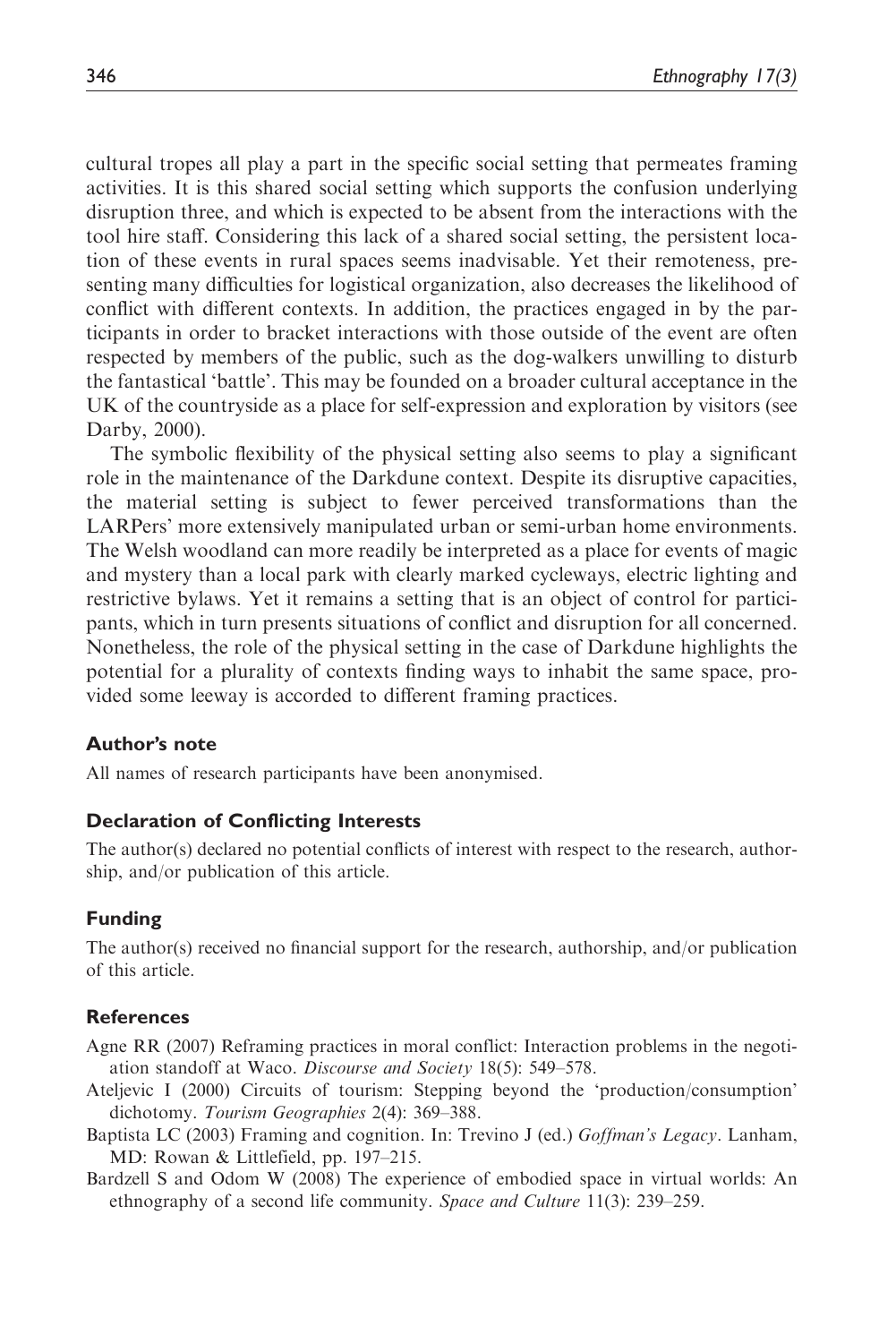cultural tropes all play a part in the specific social setting that permeates framing activities. It is this shared social setting which supports the confusion underlying disruption three, and which is expected to be absent from the interactions with the tool hire staff. Considering this lack of a shared social setting, the persistent location of these events in rural spaces seems inadvisable. Yet their remoteness, presenting many difficulties for logistical organization, also decreases the likelihood of conflict with different contexts. In addition, the practices engaged in by the participants in order to bracket interactions with those outside of the event are often respected by members of the public, such as the dog-walkers unwilling to disturb the fantastical 'battle'. This may be founded on a broader cultural acceptance in the UK of the countryside as a place for self-expression and exploration by visitors (see Darby, 2000).

The symbolic flexibility of the physical setting also seems to play a significant role in the maintenance of the Darkdune context. Despite its disruptive capacities, the material setting is subject to fewer perceived transformations than the LARPers' more extensively manipulated urban or semi-urban home environments. The Welsh woodland can more readily be interpreted as a place for events of magic and mystery than a local park with clearly marked cycleways, electric lighting and restrictive bylaws. Yet it remains a setting that is an object of control for participants, which in turn presents situations of conflict and disruption for all concerned. Nonetheless, the role of the physical setting in the case of Darkdune highlights the potential for a plurality of contexts finding ways to inhabit the same space, provided some leeway is accorded to different framing practices.

### Author's note

All names of research participants have been anonymised.

### Declaration of Conflicting Interests

The author(s) declared no potential conflicts of interest with respect to the research, authorship, and/or publication of this article.

### Funding

The author(s) received no financial support for the research, authorship, and/or publication of this article.

### References

Agne RR (2007) Reframing practices in moral conflict: Interaction problems in the negotiation standoff at Waco. *Discourse and Society* 18(5): 549–578.

Ateljevic I (2000) Circuits of tourism: Stepping beyond the 'production/consumption' dichotomy. *Tourism Geographies* 2(4): 369–388.

Baptista LC (2003) Framing and cognition. In: Trevino J (ed.) *Goffman's Legacy*. Lanham, MD: Rowan & Littlefield, pp. 197–215.

Bardzell S and Odom W (2008) The experience of embodied space in virtual worlds: An ethnography of a second life community. *Space and Culture* 11(3): 239–259.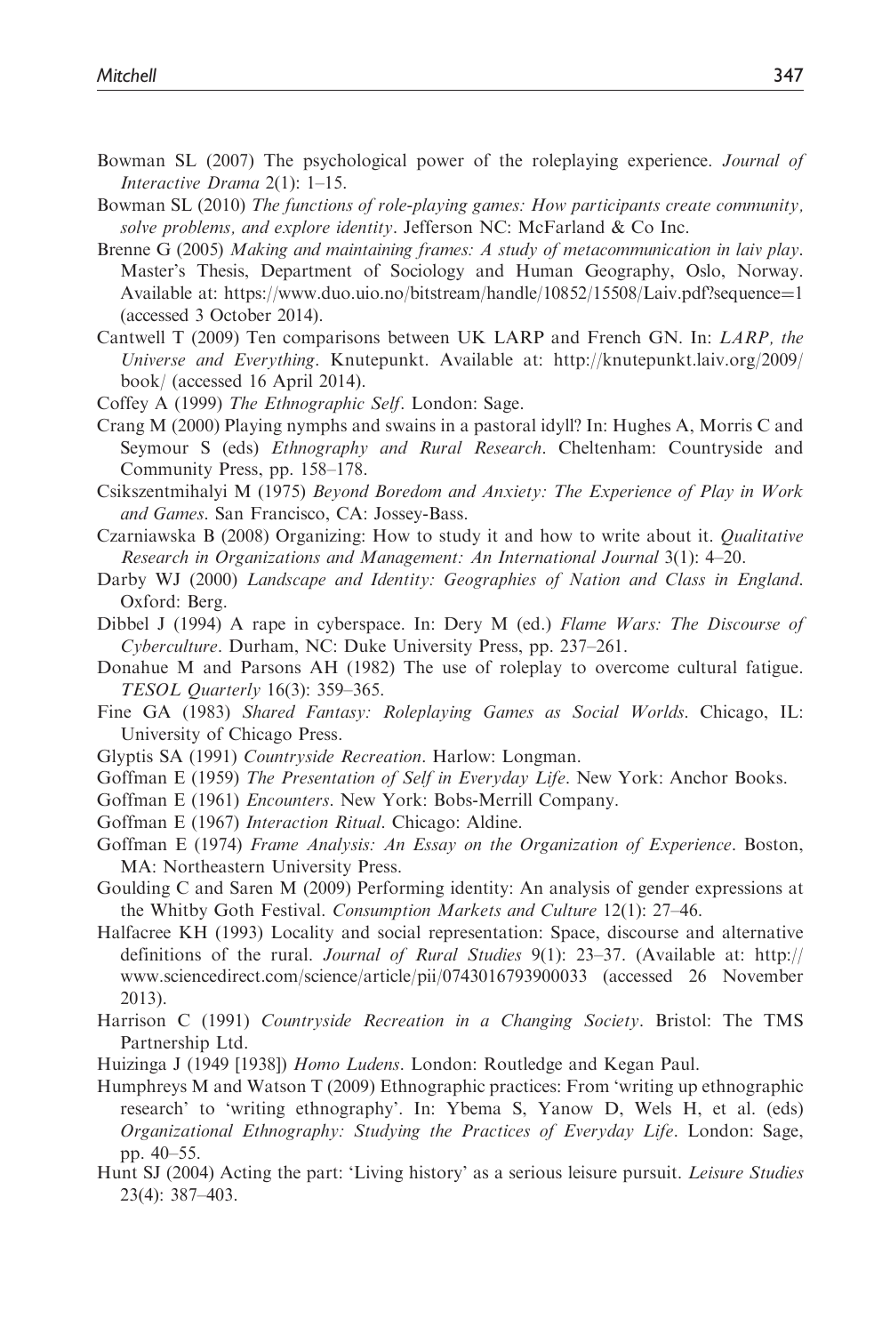Bowman SL (2007) The psychological power of the roleplaying experience. *Journal of Interactive Drama* 2(1): 1–15.

Bowman SL (2010) *The functions of role-playing games: How participants create community, solve problems, and explore identity*. Jefferson NC: McFarland & Co Inc.

Brenne G (2005) *Making and maintaining frames: A study of metacommunication in laiv play*. Master's Thesis, Department of Sociology and Human Geography, Oslo, Norway. Available at: https://www.duo.uio.no/bitstream/handle/10852/15508/Laiv.pdf?sequence=1 (accessed 3 October 2014).

Cantwell T (2009) Ten comparisons between UK LARP and French GN. In: *LARP, the Universe and Everything*. Knutepunkt. Available at: http://knutepunkt.laiv.org/2009/book/ (accessed 16 April 2014).

Coffey A (1999) *The Ethnographic Self*. London: Sage.

Crang M (2000) Playing nymphs and swains in a pastoral idyll? In: Hughes A, Morris C and Seymour S (eds) *Ethnography and Rural Research*. Cheltenham: Countryside and Community Press, pp. 158–178.

Csikszentmihalyi M (1975) *Beyond Boredom and Anxiety: The Experience of Play in Work and Games*. San Francisco, CA: Jossey-Bass.

Czarniawska B (2008) Organizing: How to study it and how to write about it. *Qualitative Research in Organizations and Management: An International Journal* 3(1): 4–20.

Darby WJ (2000) *Landscape and Identity: Geographies of Nation and Class in England*. Oxford: Berg.

Dibbel J (1994) A rape in cyberspace. In: Dery M (ed.) *Flame Wars: The Discourse of Cyberculture*. Durham, NC: Duke University Press, pp. 237–261.

Donahue M and Parsons AH (1982) The use of roleplay to overcome cultural fatigue. *TESOL Quarterly* 16(3): 359–365.

Fine GA (1983) *Shared Fantasy: Roleplaying Games as Social Worlds*. Chicago, IL: University of Chicago Press.

Glyptis SA (1991) *Countryside Recreation*. Harlow: Longman.

Goffman E (1959) *The Presentation of Self in Everyday Life*. New York: Anchor Books.

Goffman E (1961) *Encounters*. New York: Bobs-Merrill Company.

Goffman E (1967) *Interaction Ritual*. Chicago: Aldine.

Goffman E (1974) *Frame Analysis: An Essay on the Organization of Experience*. Boston, MA: Northeastern University Press.

Goulding C and Saren M (2009) Performing identity: An analysis of gender expressions at the Whitby Goth Festival. *Consumption Markets and Culture* 12(1): 27–46.

Halfacree KH (1993) Locality and social representation: Space, discourse and alternative definitions of the rural. *Journal of Rural Studies* 9(1): 23–37. (Available at: http://www.sciencedirect.com/science/article/pii/0743016793900033 (accessed 26 November 2013).

Harrison C (1991) *Countryside Recreation in a Changing Society*. Bristol: The TMS Partnership Ltd.

Huizinga J (1949 [1938]) *Homo Ludens*. London: Routledge and Kegan Paul.

Humphreys M and Watson T (2009) Ethnographic practices: From 'writing up ethnographic research' to 'writing ethnography'. In: Ybema S, Yanow D, Wels H, et al. (eds) *Organizational Ethnography: Studying the Practices of Everyday Life*. London: Sage, pp. 40–55.

Hunt SJ (2004) Acting the part: 'Living history' as a serious leisure pursuit. *Leisure Studies* 23(4): 387–403.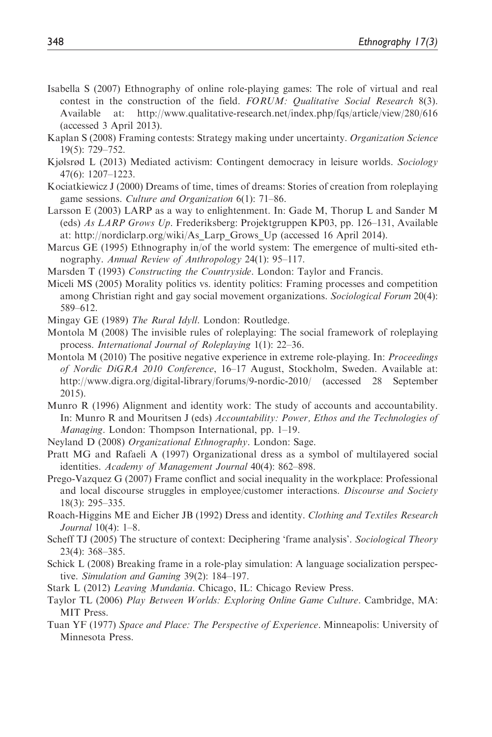Isabella S (2007) Ethnography of online role-playing games: The role of virtual and real contest in the construction of the field. *FORUM: Qualitative Social Research* 8(3). Available at: http://www.qualitative-research.net/index.php/fqs/article/view/280/616 (accessed 3 April 2013).

Kaplan S (2008) Framing contests: Strategy making under uncertainty. *Organization Science* 19(5): 729–752.

Kjølsrød L (2013) Mediated activism: Contingent democracy in leisure worlds. *Sociology* 47(6): 1207–1223.

Kociatkiewicz J (2000) Dreams of time, times of dreams: Stories of creation from roleplaying game sessions. *Culture and Organization* 6(1): 71–86.

Larsson E (2003) LARP as a way to enlightenment. In: Gade M, Thorup L and Sander M (eds) *As LARP Grows Up*. Frederiksberg: Projektgruppen KP03, pp. 126–131, Available at: http://nordiclarp.org/wiki/As_Larp_Grows_Up (accessed 16 April 2014).

Marcus GE (1995) Ethnography in/of the world system: The emergence of multi-sited ethnography. *Annual Review of Anthropology* 24(1): 95–117.

Marsden T (1993) *Constructing the Countryside*. London: Taylor and Francis.

Miceli MS (2005) Morality politics vs. identity politics: Framing processes and competition among Christian right and gay social movement organizations. *Sociological Forum* 20(4): 589–612.

Mingay GE (1989) *The Rural Idyll*. London: Routledge.

Montola M (2008) The invisible rules of roleplaying: The social framework of roleplaying process. *International Journal of Roleplaying* 1(1): 22–36.

Montola M (2010) The positive negative experience in extreme role-playing. In: *Proceedings of Nordic DiGRA 2010 Conference*, 16–17 August, Stockholm, Sweden. Available at: http://www.digra.org/digital-library/forums/9-nordic-2010/ (accessed 28 September 2015).

Munro R (1996) Alignment and identity work: The study of accounts and accountability. In: Munro R and Mouritsen J (eds) *Accountability: Power, Ethos and the Technologies of Managing*. London: Thompson International, pp. 1–19.

Neyland D (2008) *Organizational Ethnography*. London: Sage.

Pratt MG and Rafaeli A (1997) Organizational dress as a symbol of multilayered social identities. *Academy of Management Journal* 40(4): 862–898.

Prego-Vazquez G (2007) Frame conflict and social inequality in the workplace: Professional and local discourse struggles in employee/customer interactions. *Discourse and Society* 18(3): 295–335.

Roach-Higgins ME and Eicher JB (1992) Dress and identity. *Clothing and Textiles Research Journal* 10(4): 1–8.

Scheff TJ (2005) The structure of context: Deciphering 'frame analysis'. *Sociological Theory* 23(4): 368–385.

Schick L (2008) Breaking frame in a role-play simulation: A language socialization perspective. *Simulation and Gaming* 39(2): 184–197.

Stark L (2012) *Leaving Mundania*. Chicago, IL: Chicago Review Press.

Taylor TL (2006) *Play Between Worlds: Exploring Online Game Culture*. Cambridge, MA: MIT Press.

Tuan YF (1977) *Space and Place: The Perspective of Experience*. Minneapolis: University of Minnesota Press.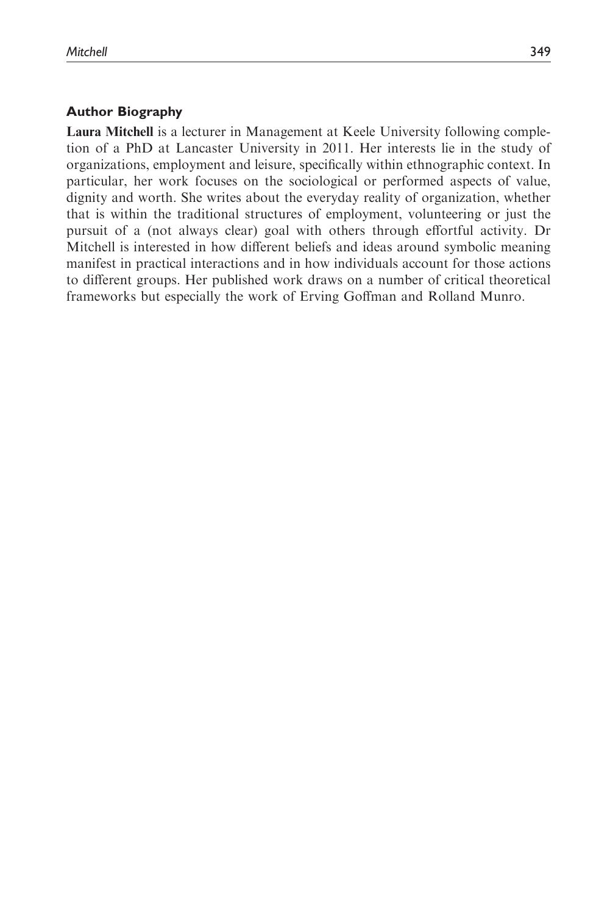## Author Biography

**Laura Mitchell** is a lecturer in Management at Keele University following completion of a PhD at Lancaster University in 2011. Her interests lie in the study of organizations, employment and leisure, specifically within ethnographic context. In particular, her work focuses on the sociological or performed aspects of value, dignity and worth. She writes about the everyday reality of organization, whether that is within the traditional structures of employment, volunteering or just the pursuit of a (not always clear) goal with others through effortful activity. Dr Mitchell is interested in how different beliefs and ideas around symbolic meaning manifest in practical interactions and in how individuals account for those actions to different groups. Her published work draws on a number of critical theoretical frameworks but especially the work of Erving Goffman and Rolland Munro.